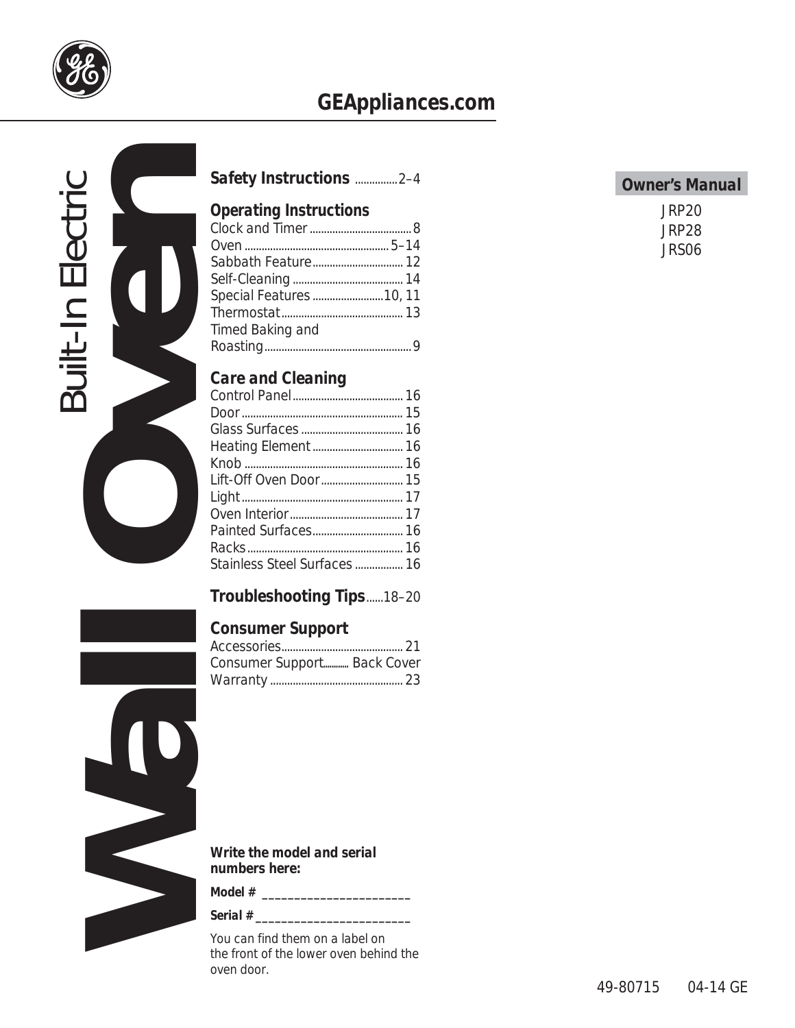GEAppliances.com

# Built-In Electric Wall Oven

**Owner's Manual**

JRP20
JRP28
JRS06

**Safety Instructions** ............... 2–4

**Operating Instructions**
Clock and Timer .................................... 8
Oven ................................................... 5–14
Sabbath Feature ................................ 12
Self-Cleaning ....................................... 14
Special Features .........................10, 11
Thermostat ........................................... 13
Timed Baking and Roasting .................................................... 9

**Care and Cleaning**
Control Panel ....................................... 16
Door ......................................................... 15
Glass Surfaces .................................... 16
Heating Element ................................ 16
Knob ........................................................ 16
Lift-Off Oven Door ............................. 15
Light ......................................................... 17
Oven Interior ........................................ 17
Painted Surfaces ................................ 16
Racks ....................................................... 16
Stainless Steel Surfaces ................. 16

**Troubleshooting Tips** ......18–20

**Consumer Support**
Accessories ........................................... 21
Consumer Support ........... Back Cover
Warranty ............................................... 23

***Write the model and serial numbers here:***

***Model #*** ______________________

***Serial #*** ______________________

You can find them on a label on the front of the lower oven behind the oven door.

49-80715 04-14 GE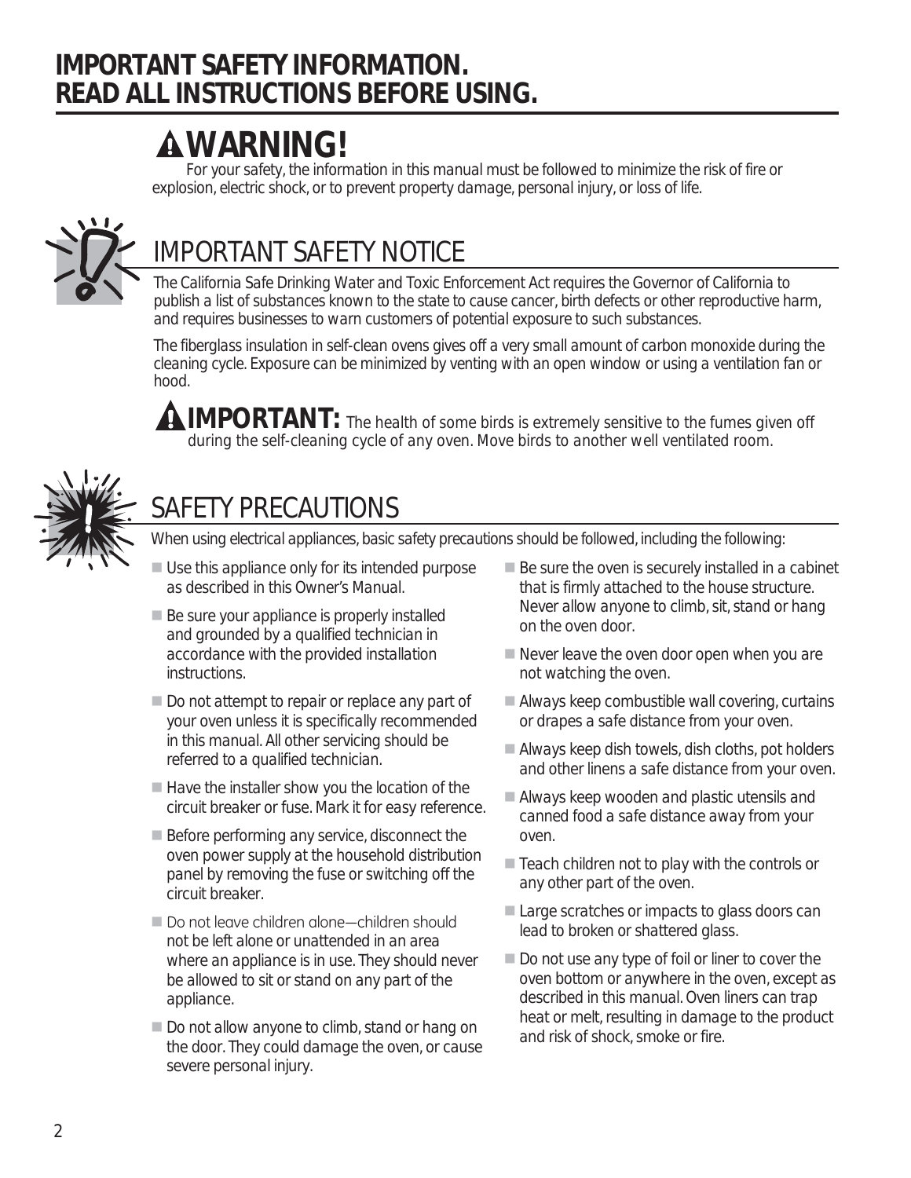# IMPORTANT SAFETY INFORMATION. READ ALL INSTRUCTIONS BEFORE USING.

## WARNING!

For your safety, the information in this manual must be followed to minimize the risk of fire or explosion, electric shock, or to prevent property damage, personal injury, or loss of life.

## IMPORTANT SAFETY NOTICE

The California Safe Drinking Water and Toxic Enforcement Act requires the Governor of California to publish a list of substances known to the state to cause cancer, birth defects or other reproductive harm, and requires businesses to warn customers of potential exposure to such substances.

The fiberglass insulation in self-clean ovens gives off a very small amount of carbon monoxide during the cleaning cycle. Exposure can be minimized by venting with an open window or using a ventilation fan or hood.

**IMPORTANT:** The health of some birds is extremely sensitive to the fumes given off during the self-cleaning cycle of any oven. Move birds to another well ventilated room.

## SAFETY PRECAUTIONS

When using electrical appliances, basic safety precautions should be followed, including the following:

- Use this appliance only for its intended purpose as described in this Owner's Manual.
- Be sure your appliance is properly installed and grounded by a qualified technician in accordance with the provided installation instructions.
- Do not attempt to repair or replace any part of your oven unless it is specifically recommended in this manual. All other servicing should be referred to a qualified technician.
- Have the installer show you the location of the circuit breaker or fuse. Mark it for easy reference.
- Before performing any service, disconnect the oven power supply at the household distribution panel by removing the fuse or switching off the circuit breaker.
- Do not leave children alone—children should not be left alone or unattended in an area where an appliance is in use. They should never be allowed to sit or stand on any part of the appliance.
- Do not allow anyone to climb, stand or hang on the door. They could damage the oven, or cause severe personal injury.
- Be sure the oven is securely installed in a cabinet that is firmly attached to the house structure. Never allow anyone to climb, sit, stand or hang on the oven door.
- Never leave the oven door open when you are not watching the oven.
- Always keep combustible wall covering, curtains or drapes a safe distance from your oven.
- Always keep dish towels, dish cloths, pot holders and other linens a safe distance from your oven.
- Always keep wooden and plastic utensils and canned food a safe distance away from your oven.
- Teach children not to play with the controls or any other part of the oven.
- Large scratches or impacts to glass doors can lead to broken or shattered glass.
- Do not use any type of foil or liner to cover the oven bottom or anywhere in the oven, except as described in this manual. Oven liners can trap heat or melt, resulting in damage to the product and risk of shock, smoke or fire.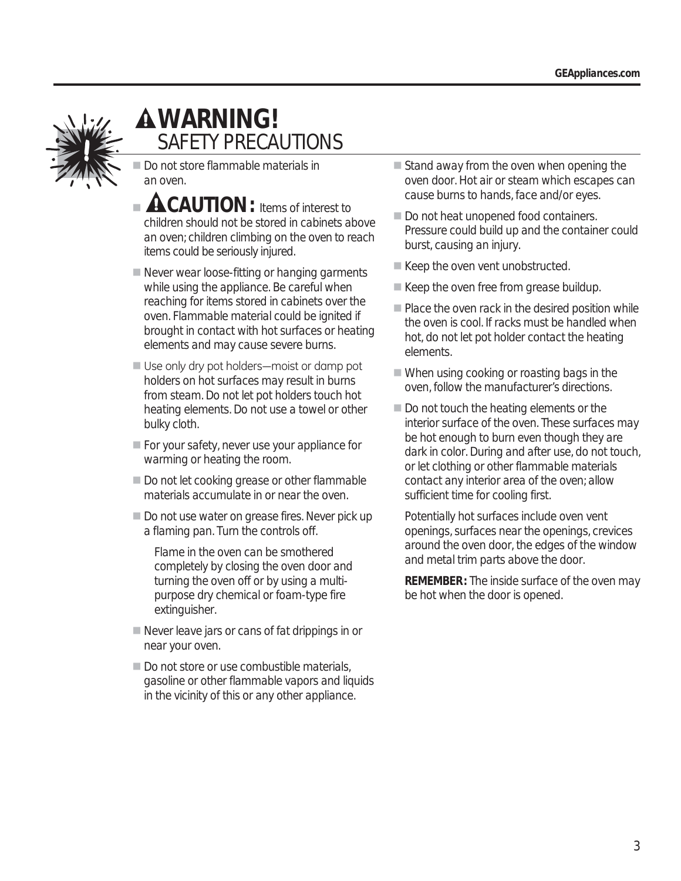# ⚠WARNING!
## SAFETY PRECAUTIONS

- Do not store flammable materials in an oven.
- **⚠CAUTION:** Items of interest to children should not be stored in cabinets above an oven; children climbing on the oven to reach items could be seriously injured.
- Never wear loose-fitting or hanging garments while using the appliance. Be careful when reaching for items stored in cabinets over the oven. Flammable material could be ignited if brought in contact with hot surfaces or heating elements and may cause severe burns.
- Use only dry pot holders—moist or damp pot holders on hot surfaces may result in burns from steam. Do not let pot holders touch hot heating elements. Do not use a towel or other bulky cloth.
- For your safety, never use your appliance for warming or heating the room.
- Do not let cooking grease or other flammable materials accumulate in or near the oven.
- Do not use water on grease fires. Never pick up a flaming pan. Turn the controls off.

  Flame in the oven can be smothered completely by closing the oven door and turning the oven off or by using a multi-purpose dry chemical or foam-type fire extinguisher.
- Never leave jars or cans of fat drippings in or near your oven.
- Do not store or use combustible materials, gasoline or other flammable vapors and liquids in the vicinity of this or any other appliance.
- Stand away from the oven when opening the oven door. Hot air or steam which escapes can cause burns to hands, face and/or eyes.
- Do not heat unopened food containers. Pressure could build up and the container could burst, causing an injury.
- Keep the oven vent unobstructed.
- Keep the oven free from grease buildup.
- Place the oven rack in the desired position while the oven is cool. If racks must be handled when hot, do not let pot holder contact the heating elements.
- When using cooking or roasting bags in the oven, follow the manufacturer's directions.
- Do not touch the heating elements or the interior surface of the oven. These surfaces may be hot enough to burn even though they are dark in color. During and after use, do not touch, or let clothing or other flammable materials contact any interior area of the oven; allow sufficient time for cooling first.

  Potentially hot surfaces include oven vent openings, surfaces near the openings, crevices around the oven door, the edges of the window and metal trim parts above the door.

  **REMEMBER:** The inside surface of the oven may be hot when the door is opened.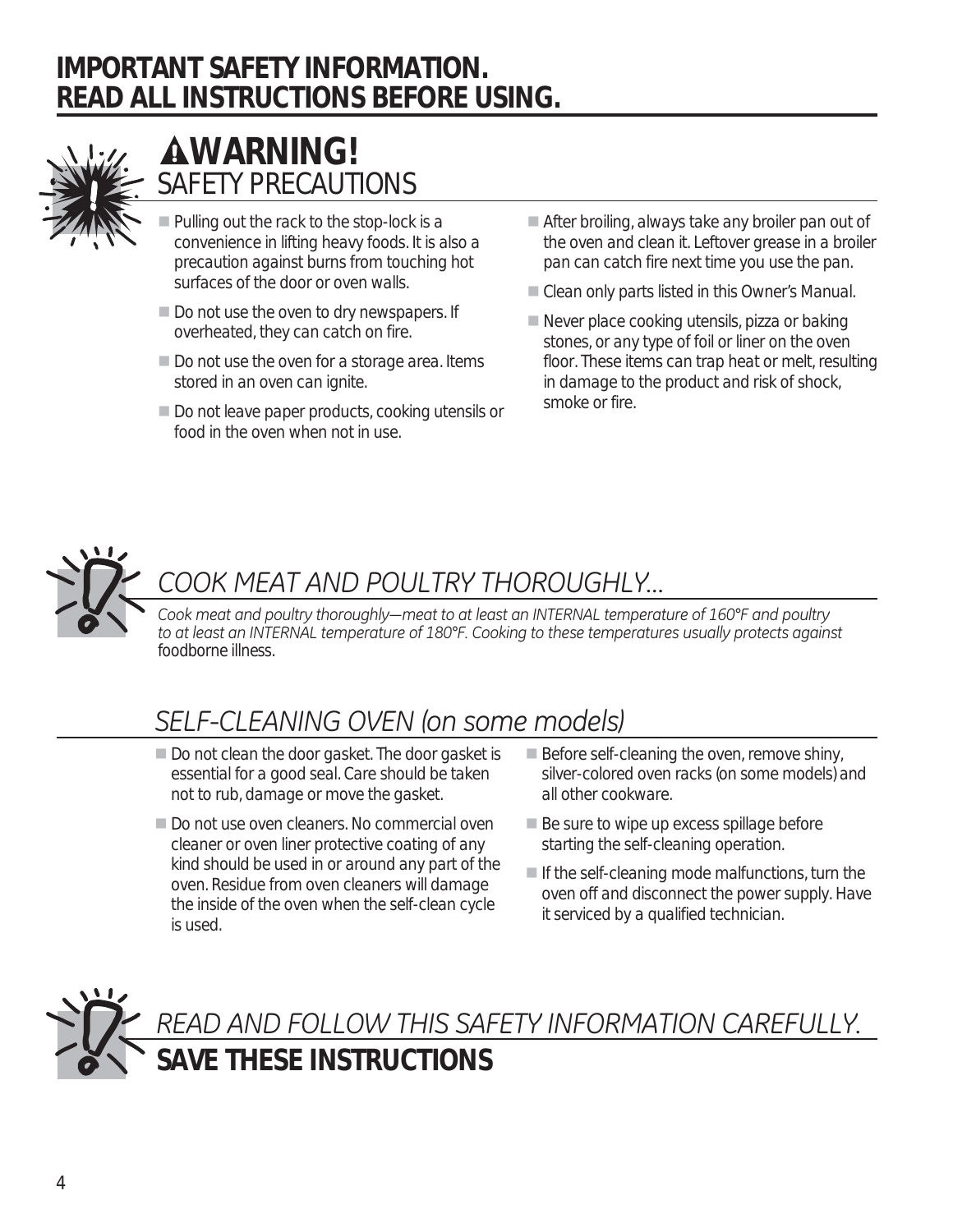# IMPORTANT SAFETY INFORMATION. READ ALL INSTRUCTIONS BEFORE USING.

## ⚠WARNING!
## SAFETY PRECAUTIONS

- Pulling out the rack to the stop-lock is a convenience in lifting heavy foods. It is also a precaution against burns from touching hot surfaces of the door or oven walls.
- Do not use the oven to dry newspapers. If overheated, they can catch on fire.
- Do not use the oven for a storage area. Items stored in an oven can ignite.
- Do not leave paper products, cooking utensils or food in the oven when not in use.
- After broiling, always take any broiler pan out of the oven and clean it. Leftover grease in a broiler pan can catch fire next time you use the pan.
- Clean only parts listed in this Owner's Manual.
- Never place cooking utensils, pizza or baking stones, or any type of foil or liner on the oven floor. These items can trap heat or melt, resulting in damage to the product and risk of shock, smoke or fire.

## *COOK MEAT AND POULTRY THOROUGHLY...*

*Cook meat and poultry thoroughly—meat to at least an INTERNAL temperature of 160°F and poultry to at least an INTERNAL temperature of 180°F. Cooking to these temperatures usually protects against* foodborne illness.

## *SELF-CLEANING OVEN (on some models)*

- Do not clean the door gasket. The door gasket is essential for a good seal. Care should be taken not to rub, damage or move the gasket.
- Do not use oven cleaners. No commercial oven cleaner or oven liner protective coating of any kind should be used in or around any part of the oven. Residue from oven cleaners will damage the inside of the oven when the self-clean cycle is used.
- Before self-cleaning the oven, remove shiny, silver-colored oven racks (on some models) and all other cookware.
- Be sure to wipe up excess spillage before starting the self-cleaning operation.
- If the self-cleaning mode malfunctions, turn the oven off and disconnect the power supply. Have it serviced by a qualified technician.

## *READ AND FOLLOW THIS SAFETY INFORMATION CAREFULLY.*
## SAVE THESE INSTRUCTIONS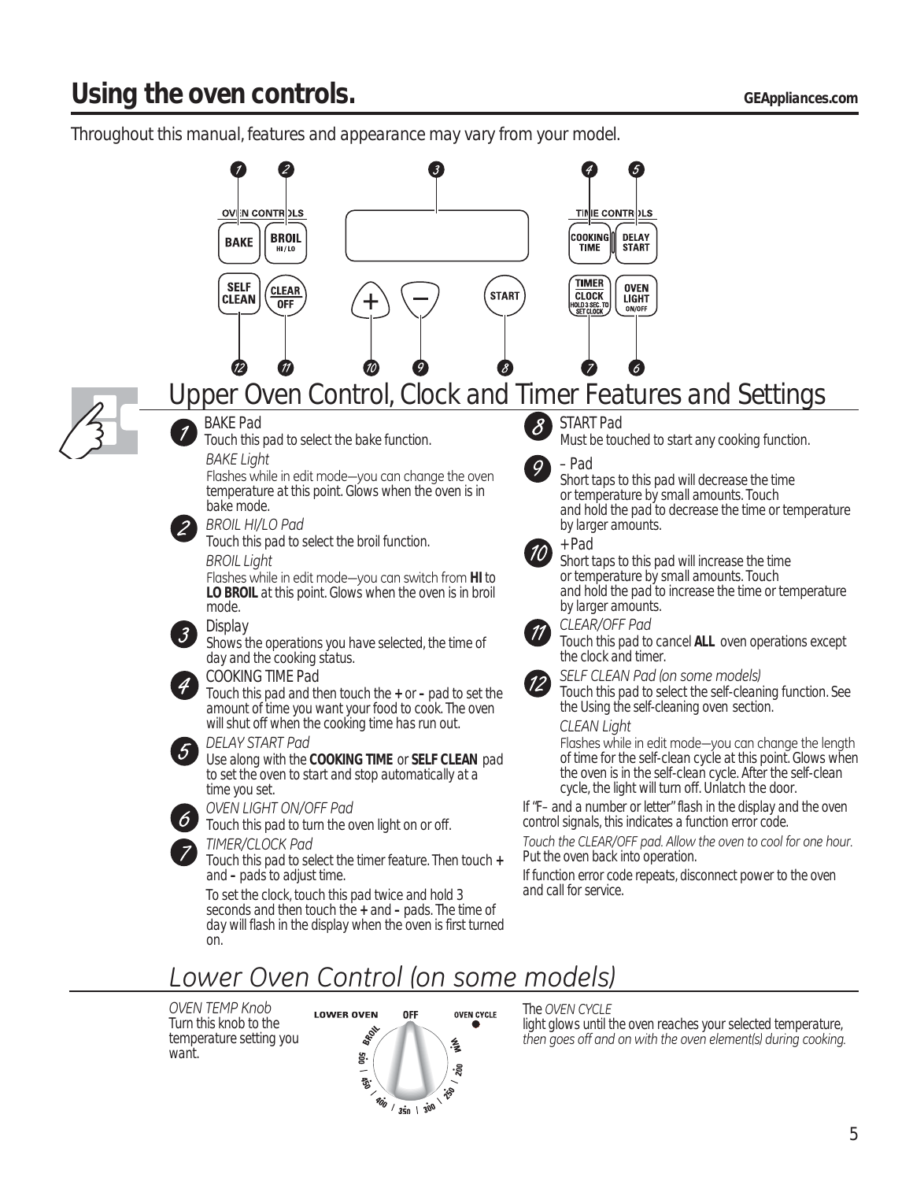# Using the oven controls.

Throughout this manual, features and appearance may vary from your model.

OVEN CONTROLS

BAKE | BROIL HI/LO | SELF CLEAN | CLEAR OFF | + | – | START

TIME CONTROLS

COOKING TIME | DELAY START | TIMER CLOCK HOLD 3 SEC. TO SET CLOCK | OVEN LIGHT ON/OFF

## Upper Oven Control, Clock and Timer Features and Settings

**1** BAKE Pad
Touch this pad to select the bake function.

*BAKE Light*
Flashes while in edit mode—you can change the oven temperature at this point. Glows when the oven is in bake mode.

**2** *BROIL HI/LO Pad*
Touch this pad to select the broil function.

*BROIL Light*
Flashes while in edit mode—you can switch from **HI** to **LO BROIL** at this point. Glows when the oven is in broil mode.

**3** Display
Shows the operations you have selected, the time of day and the cooking status.

**4** COOKING TIME Pad
Touch this pad and then touch the **+** or **–** pad to set the amount of time you want your food to cook. The oven will shut off when the cooking time has run out.

**5** *DELAY START Pad*
Use along with the **COOKING TIME** or **SELF CLEAN** pad to set the oven to start and stop automatically at a time you set.

**6** *OVEN LIGHT ON/OFF Pad*
Touch this pad to turn the oven light on or off.

**7** *TIMER/CLOCK Pad*
Touch this pad to select the timer feature. Then touch **+** and **–** pads to adjust time.

To set the clock, touch this pad twice and hold 3 seconds and then touch the **+** and **–** pads. The time of day will flash in the display when the oven is first turned on.

**8** START Pad
Must be touched to start any cooking function.

**9** – Pad
Short taps to this pad will decrease the time or temperature by small amounts. Touch and hold the pad to decrease the time or temperature by larger amounts.

**10** + Pad
Short taps to this pad will increase the time or temperature by small amounts. Touch and hold the pad to increase the time or temperature by larger amounts.

**11** *CLEAR/OFF Pad*
Touch this pad to cancel **ALL** oven operations except the clock and timer.

**12** *SELF CLEAN Pad (on some models)*
Touch this pad to select the self-cleaning function. See the Using the self-cleaning oven section.

*CLEAN Light*
Flashes while in edit mode—you can change the length of time for the self-clean cycle at this point. Glows when the oven is in the self-clean cycle. After the self-clean cycle, the light will turn off. Unlatch the door.

If "F– and a number or letter" flash in the display and the oven control signals, this indicates a function error code.

*Touch the CLEAR/OFF pad. Allow the oven to cool for one hour.* Put the oven back into operation.

If function error code repeats, disconnect power to the oven and call for service.

## *Lower Oven Control (on some models)*

*OVEN TEMP Knob*
Turn this knob to the temperature setting you want.

LOWER OVEN | OFF | OVEN CYCLE | BROIL | 550 | 450 | 400 | 350 | 300 | 250 | 200 | WM

The *OVEN CYCLE* light glows until the oven reaches your selected temperature, *then goes off and on with the oven element(s) during cooking.*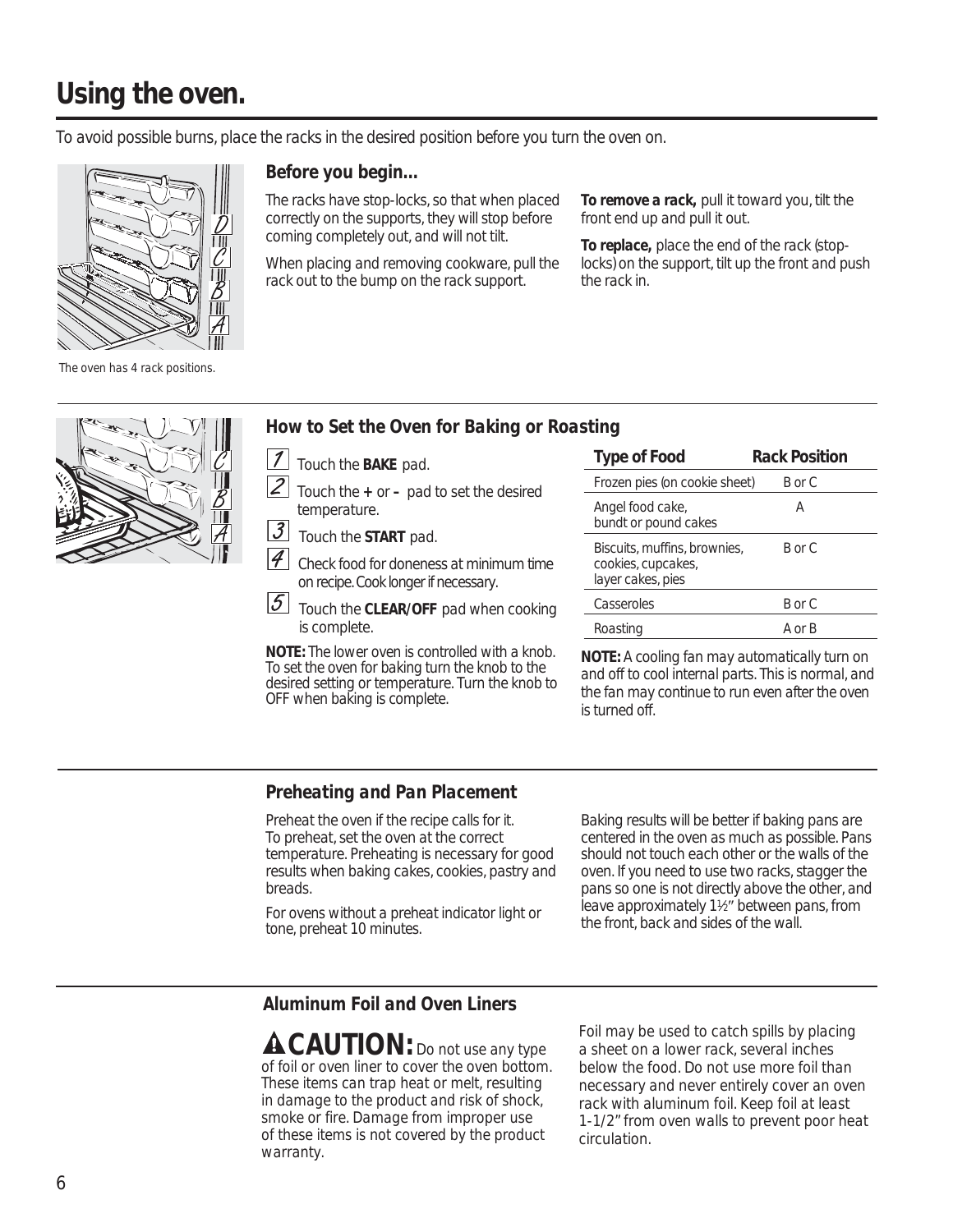# Using the oven.

To avoid possible burns, place the racks in the desired position before you turn the oven on.

The oven has 4 rack positions.

### Before you begin...

The racks have stop-locks, so that when placed correctly on the supports, they will stop before coming completely out, and will not tilt.

When placing and removing cookware, pull the rack out to the bump on the rack support.

**To remove a rack,** pull it toward you, tilt the front end up and pull it out.

**To replace,** place the end of the rack (stop-locks) on the support, tilt up the front and push the rack in.

### *How to Set the Oven for Baking or Roasting*

1. Touch the **BAKE** pad.
2. Touch the **+** or **–** pad to set the desired temperature.
3. Touch the **START** pad.
4. Check food for doneness at minimum time on recipe. Cook longer if necessary.
5. Touch the **CLEAR/OFF** pad when cooking is complete.

**NOTE:** The lower oven is controlled with a knob. To set the oven for baking turn the knob to the desired setting or temperature. Turn the knob to OFF when baking is complete.

| Type of Food | Rack Position |
|---|---|
| Frozen pies (on cookie sheet) | B or C |
| Angel food cake, bundt or pound cakes | A |
| Biscuits, muffins, brownies, cookies, cupcakes, layer cakes, pies | B or C |
| Casseroles | B or C |
| Roasting | A or B |

**NOTE:** A cooling fan may automatically turn on and off to cool internal parts. This is normal, and the fan may continue to run even after the oven is turned off.

### *Preheating and Pan Placement*

Preheat the oven if the recipe calls for it. To preheat, set the oven at the correct temperature. Preheating is necessary for good results when baking cakes, cookies, pastry and breads.

For ovens without a preheat indicator light or tone, preheat 10 minutes.

Baking results will be better if baking pans are centered in the oven as much as possible. Pans should not touch each other or the walls of the oven. If you need to use two racks, stagger the pans so one is not directly above the other, and leave approximately 1½″ between pans, from the front, back and sides of the wall.

### *Aluminum Foil and Oven Liners*

**⚠CAUTION:** Do not use any type of foil or oven liner to cover the oven bottom. These items can trap heat or melt, resulting in damage to the product and risk of shock, smoke or fire. Damage from improper use of these items is not covered by the product warranty.

Foil may be used to catch spills by placing a sheet on a lower rack, several inches below the food. Do not use more foil than necessary and never entirely cover an oven rack with aluminum foil. Keep foil at least 1-1/2″ from oven walls to prevent poor heat circulation.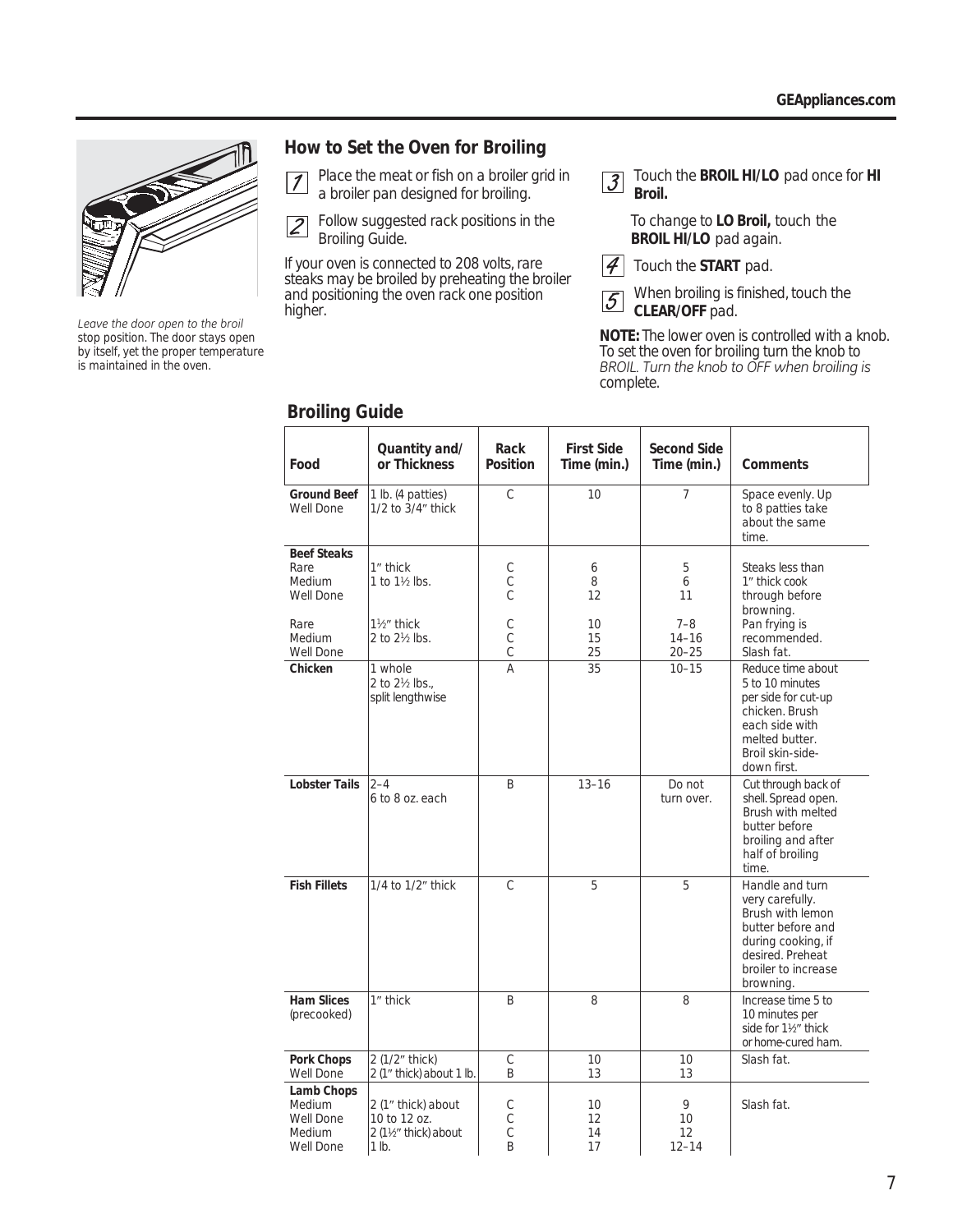*Leave the door open to the broil* stop position. The door stays open by itself, yet the proper temperature is maintained in the oven.

## How to Set the Oven for Broiling

1. Place the meat or fish on a broiler grid in a broiler pan designed for broiling.
2. Follow suggested rack positions in the Broiling Guide.

If your oven is connected to 208 volts, rare steaks may be broiled by preheating the broiler and positioning the oven rack one position higher.

3. Touch the **BROIL HI/LO** pad once for **HI Broil.**

   To change to **LO Broil,** touch the **BROIL HI/LO** pad again.

4. Touch the **START** pad.
5. When broiling is finished, touch the **CLEAR/OFF** pad.

**NOTE:** The lower oven is controlled with a knob. To set the oven for broiling turn the knob to *BROIL. Turn the knob to OFF when broiling is* complete.

## Broiling Guide

| Food | Quantity and/ or Thickness | Rack Position | First Side Time (min.) | Second Side Time (min.) | Comments |
|---|---|---|---|---|---|
| **Ground Beef** Well Done | 1 lb. (4 patties) 1/2 to 3/4″ thick | C | 10 | 7 | Space evenly. Up to 8 patties take about the same time. |
| **Beef Steaks** | | | | | |
| Rare | 1″ thick | C | 6 | 5 | Steaks less than 1″ thick cook through before browning. Pan frying is recommended. Slash fat. |
| Medium | 1 to 1½ lbs. | C | 8 | 6 | |
| Well Done | | C | 12 | 11 | |
| Rare | 1½″ thick | C | 10 | 7–8 | |
| Medium | 2 to 2½ lbs. | C | 15 | 14–16 | |
| Well Done | | C | 25 | 20–25 | |
| **Chicken** | 1 whole 2 to 2½ lbs., split lengthwise | A | 35 | 10–15 | Reduce time about 5 to 10 minutes per side for cut-up chicken. Brush each side with melted butter. Broil skin-side-down first. |
| **Lobster Tails** | 2–4 6 to 8 oz. each | B | 13–16 | Do not turn over. | Cut through back of shell. Spread open. Brush with melted butter before broiling and after half of broiling time. |
| **Fish Fillets** | 1/4 to 1/2″ thick | C | 5 | 5 | Handle and turn very carefully. Brush with lemon butter before and during cooking, if desired. Preheat broiler to increase browning. |
| **Ham Slices** (precooked) | 1″ thick | B | 8 | 8 | Increase time 5 to 10 minutes per side for 1½″ thick or home-cured ham. |
| **Pork Chops** Well Done | 2 (1/2″ thick) | C | 10 | 10 | Slash fat. |
| | 2 (1″ thick) about 1 lb. | B | 13 | 13 | |
| **Lamb Chops** | | | | | |
| Medium | 2 (1″ thick) about | C | 10 | 9 | Slash fat. |
| Well Done | 10 to 12 oz. | C | 12 | 10 | |
| Medium | 2 (1½″ thick) about | C | 14 | 12 | |
| Well Done | 1 lb. | B | 17 | 12–14 | |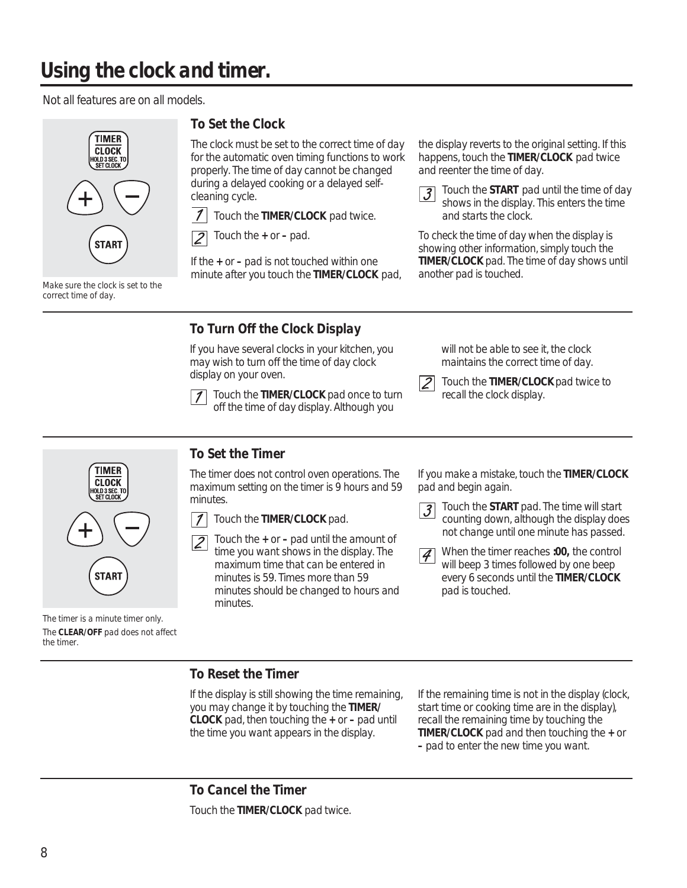# Using the clock and timer.

Not all features are on all models.

Make sure the clock is set to the correct time of day.

## To Set the Clock

The clock must be set to the correct time of day for the automatic oven timing functions to work properly. The time of day cannot be changed during a delayed cooking or a delayed self-cleaning cycle.

1. Touch the **TIMER/CLOCK** pad twice.
2. Touch the **+** or **–** pad.

If the **+** or **–** pad is not touched within one minute after you touch the **TIMER/CLOCK** pad, the display reverts to the original setting. If this happens, touch the **TIMER/CLOCK** pad twice and reenter the time of day.

3. Touch the **START** pad until the time of day shows in the display. This enters the time and starts the clock.

To check the time of day when the display is showing other information, simply touch the **TIMER/CLOCK** pad. The time of day shows until another pad is touched.

## To Turn Off the Clock Display

If you have several clocks in your kitchen, you may wish to turn off the time of day clock display on your oven.

1. Touch the **TIMER/CLOCK** pad once to turn off the time of day display. Although you will not be able to see it, the clock maintains the correct time of day.
2. Touch the **TIMER/CLOCK** pad twice to recall the clock display.

The timer is a minute timer only.

The **CLEAR/OFF** pad does not affect the timer.

## To Set the Timer

The timer does not control oven operations. The maximum setting on the timer is 9 hours and 59 minutes.

1. Touch the **TIMER/CLOCK** pad.
2. Touch the **+** or **–** pad until the amount of time you want shows in the display. The maximum time that can be entered in minutes is 59. Times more than 59 minutes should be changed to hours and minutes.

If you make a mistake, touch the **TIMER/CLOCK** pad and begin again.

3. Touch the **START** pad. The time will start counting down, although the display does not change until one minute has passed.
4. When the timer reaches **:00,** the control will beep 3 times followed by one beep every 6 seconds until the **TIMER/CLOCK** pad is touched.

## To Reset the Timer

If the display is still showing the time remaining, you may change it by touching the **TIMER/CLOCK** pad, then touching the **+** or **–** pad until the time you want appears in the display.

If the remaining time is not in the display (clock, start time or cooking time are in the display), recall the remaining time by touching the **TIMER/CLOCK** pad and then touching the **+** or **–** pad to enter the new time you want.

## To Cancel the Timer

Touch the **TIMER/CLOCK** pad twice.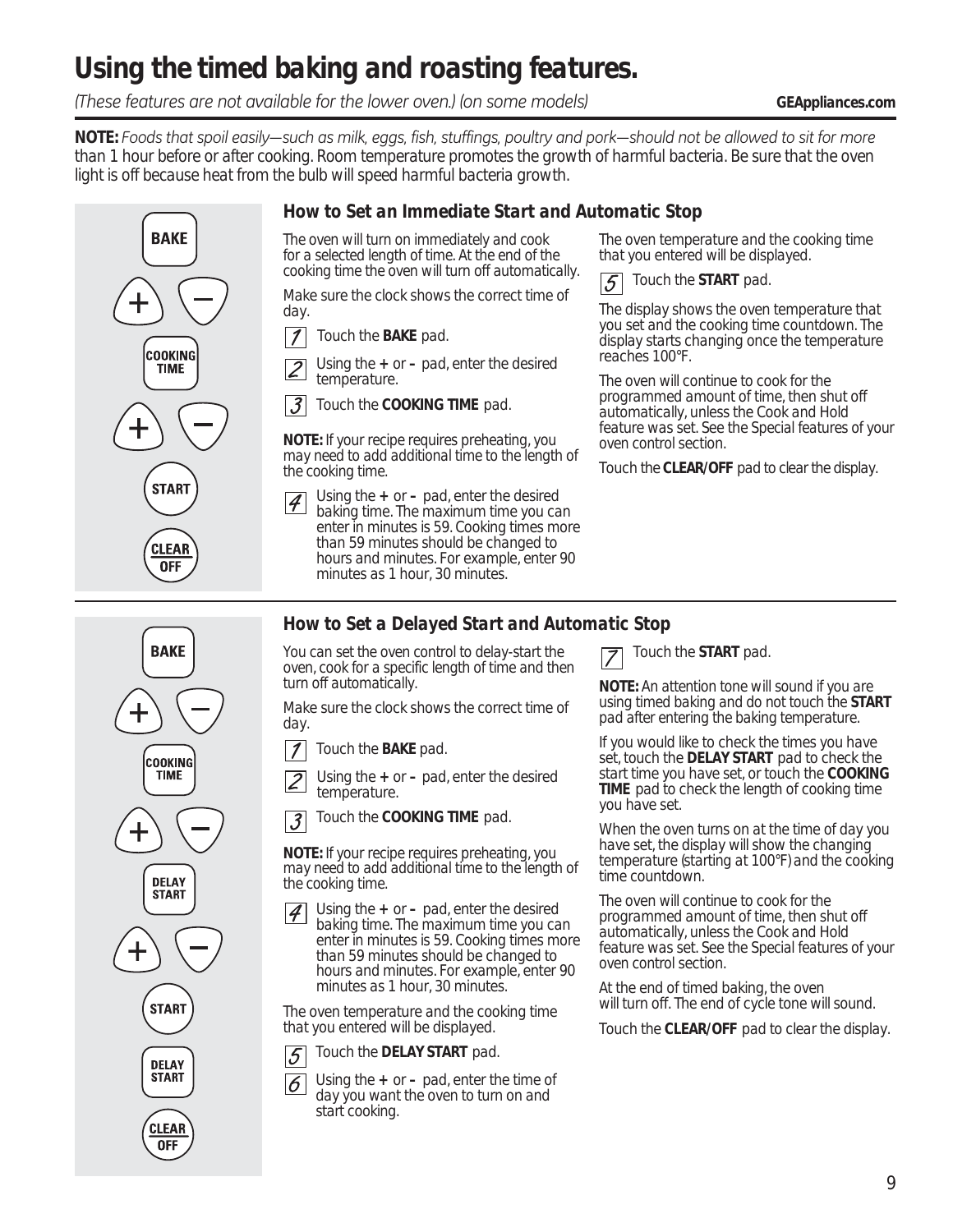# Using the timed baking and roasting features.

*(These features are not available for the lower oven.) (on some models)*

**NOTE:** *Foods that spoil easily—such as milk, eggs, fish, stuffings, poultry and pork—should not be allowed to sit for more* than 1 hour before or after cooking. Room temperature promotes the growth of harmful bacteria. Be sure that the oven light is off because heat from the bulb will speed harmful bacteria growth.

BAKE
+ –
COOKING TIME
+ –
START
CLEAR/OFF

## How to Set an Immediate Start and Automatic Stop

The oven will turn on immediately and cook for a selected length of time. At the end of the cooking time the oven will turn off automatically.

Make sure the clock shows the correct time of day.

1. Touch the **BAKE** pad.
2. Using the **+** or **–** pad, enter the desired temperature.
3. Touch the **COOKING TIME** pad.

**NOTE:** If your recipe requires preheating, you may need to add additional time to the length of the cooking time.

4. Using the **+** or **–** pad, enter the desired baking time. The maximum time you can enter in minutes is 59. Cooking times more than 59 minutes should be changed to hours and minutes. For example, enter 90 minutes as 1 hour, 30 minutes.

The oven temperature and the cooking time that you entered will be displayed.

5. Touch the **START** pad.

The display shows the oven temperature that you set and the cooking time countdown. The display starts changing once the temperature reaches 100°F.

The oven will continue to cook for the programmed amount of time, then shut off automatically, unless the Cook and Hold feature was set. See the Special features of your oven control section.

Touch the **CLEAR/OFF** pad to clear the display.

BAKE
+ –
COOKING TIME
+ –
DELAY START
+ –
START
DELAY START
CLEAR/OFF

## How to Set a Delayed Start and Automatic Stop

You can set the oven control to delay-start the oven, cook for a specific length of time and then turn off automatically.

Make sure the clock shows the correct time of day.

1. Touch the **BAKE** pad.
2. Using the **+** or **–** pad, enter the desired temperature.
3. Touch the **COOKING TIME** pad.

**NOTE:** If your recipe requires preheating, you may need to add additional time to the length of the cooking time.

4. Using the **+** or **–** pad, enter the desired baking time. The maximum time you can enter in minutes is 59. Cooking times more than 59 minutes should be changed to hours and minutes. For example, enter 90 minutes as 1 hour, 30 minutes.

The oven temperature and the cooking time that you entered will be displayed.

5. Touch the **DELAY START** pad.
6. Using the **+** or **–** pad, enter the time of day you want the oven to turn on and start cooking.
7. Touch the **START** pad.

**NOTE:** An attention tone will sound if you are using timed baking and do not touch the **START** pad after entering the baking temperature.

If you would like to check the times you have set, touch the **DELAY START** pad to check the start time you have set, or touch the **COOKING TIME** pad to check the length of cooking time you have set.

When the oven turns on at the time of day you have set, the display will show the changing temperature (starting at 100°F) and the cooking time countdown.

The oven will continue to cook for the programmed amount of time, then shut off automatically, unless the Cook and Hold feature was set. See the Special features of your oven control section.

At the end of timed baking, the oven will turn off. The end of cycle tone will sound.

Touch the **CLEAR/OFF** pad to clear the display.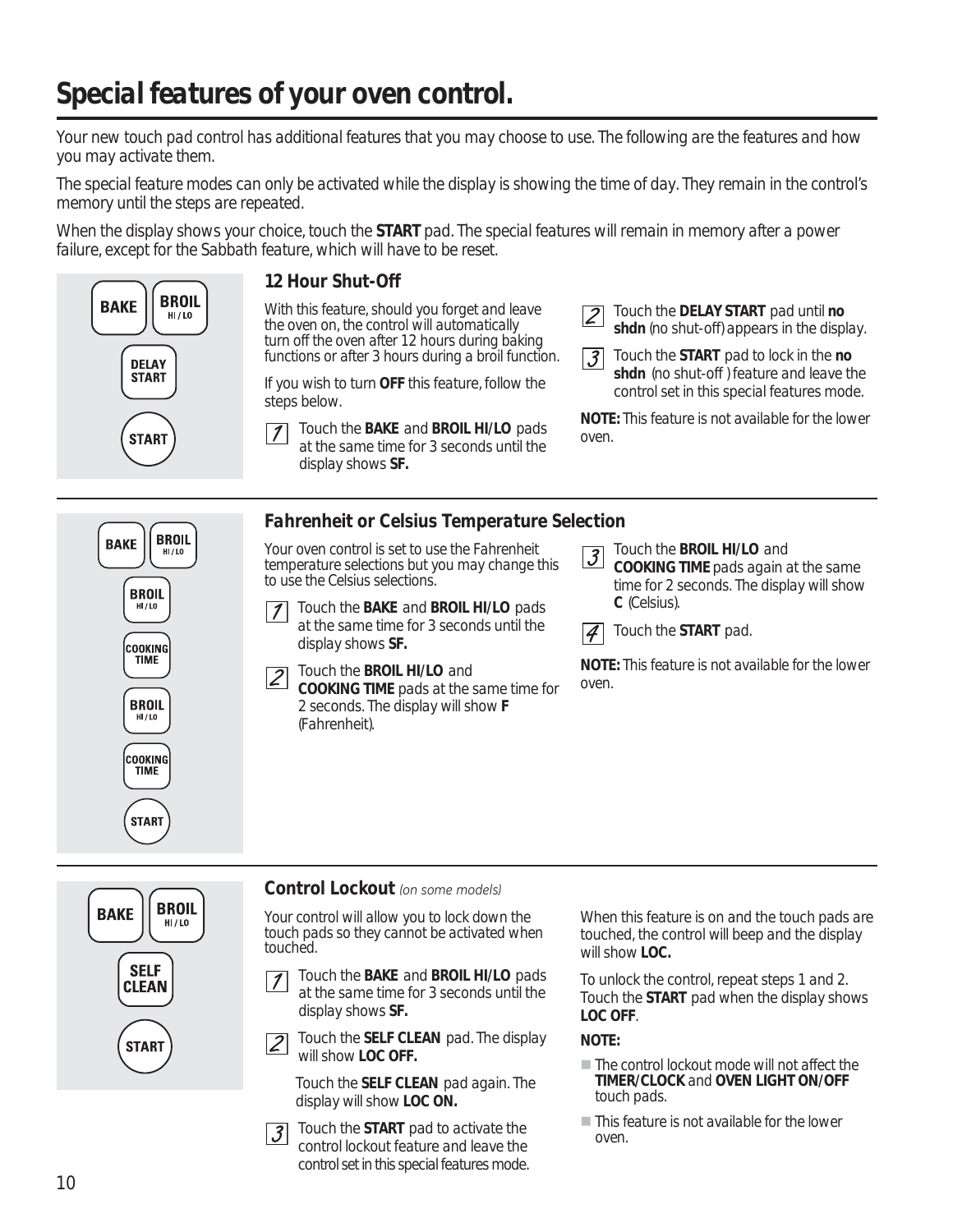# Special features of your oven control.

Your new touch pad control has additional features that you may choose to use. The following are the features and how you may activate them.

The special feature modes can only be activated while the display is showing the time of day. They remain in the control's memory until the steps are repeated.

When the display shows your choice, touch the **START** pad. The special features will remain in memory after a power failure, except for the Sabbath feature, which will have to be reset.

BAKE | BROIL HI / LO

DELAY START

START

## 12 Hour Shut-Off

With this feature, should you forget and leave the oven on, the control will automatically turn off the oven after 12 hours during baking functions or after 3 hours during a broil function.

If you wish to turn **OFF** this feature, follow the steps below.

1. Touch the **BAKE** and **BROIL HI/LO** pads at the same time for 3 seconds until the display shows **SF.**
2. Touch the **DELAY START** pad until **no shdn** (no shut-off) appears in the display.
3. Touch the **START** pad to lock in the **no shdn** (no shut-off ) feature and leave the control set in this special features mode.

**NOTE:** This feature is not available for the lower oven.

---

BAKE | BROIL HI / LO

BROIL HI / LO

COOKING TIME

BROIL HI / LO

COOKING TIME

START

## Fahrenheit or Celsius Temperature Selection

Your oven control is set to use the Fahrenheit temperature selections but you may change this to use the Celsius selections.

1. Touch the **BAKE** and **BROIL HI/LO** pads at the same time for 3 seconds until the display shows **SF.**
2. Touch the **BROIL HI/LO** and **COOKING TIME** pads at the same time for 2 seconds. The display will show **F** (Fahrenheit).
3. Touch the **BROIL HI/LO** and **COOKING TIME** pads again at the same time for 2 seconds. The display will show **C** (Celsius).
4. Touch the **START** pad.

**NOTE:** This feature is not available for the lower oven.

---

BAKE | BROIL HI / LO

SELF CLEAN

START

## Control Lockout *(on some models)*

Your control will allow you to lock down the touch pads so they cannot be activated when touched.

1. Touch the **BAKE** and **BROIL HI/LO** pads at the same time for 3 seconds until the display shows **SF.**
2. Touch the **SELF CLEAN** pad. The display will show **LOC OFF.**

   Touch the **SELF CLEAN** pad again. The display will show **LOC ON.**
3. Touch the **START** pad to activate the control lockout feature and leave the control set in this special features mode.

When this feature is on and the touch pads are touched, the control will beep and the display will show **LOC.**

To unlock the control, repeat steps 1 and 2. Touch the **START** pad when the display shows **LOC OFF**.

**NOTE:**

- The control lockout mode will not affect the **TIMER/CLOCK** and **OVEN LIGHT ON/OFF** touch pads.
- This feature is not available for the lower oven.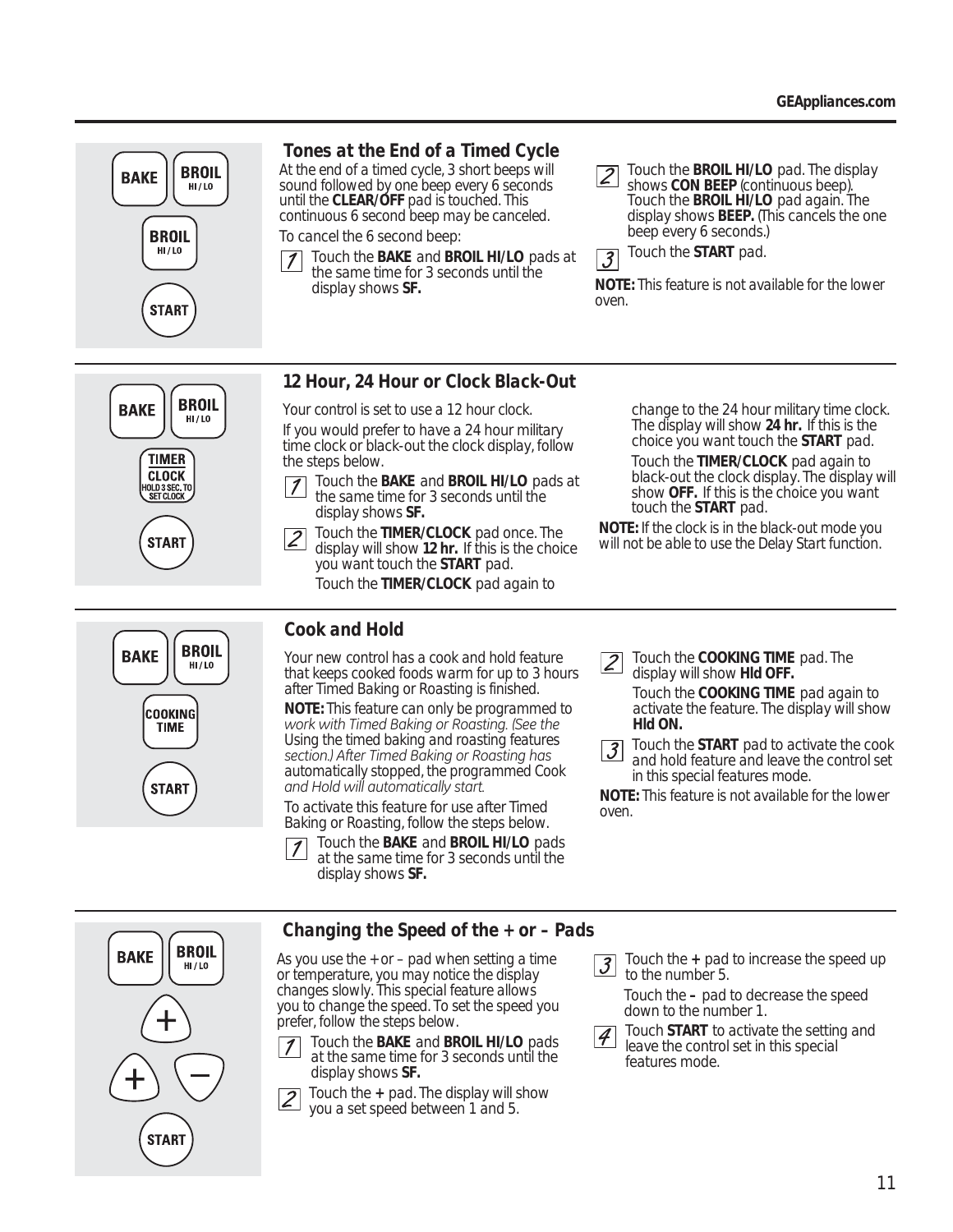## Tones at the End of a Timed Cycle

At the end of a timed cycle, 3 short beeps will sound followed by one beep every 6 seconds until the **CLEAR/OFF** pad is touched. This continuous 6 second beep may be canceled.

To cancel the 6 second beep:

1. Touch the **BAKE** and **BROIL HI/LO** pads at the same time for 3 seconds until the display shows **SF.**
2. Touch the **BROIL HI/LO** pad. The display shows **CON BEEP** (continuous beep). Touch the **BROIL HI/LO** pad again. The display shows **BEEP.** (This cancels the one beep every 6 seconds.)
3. Touch the **START** pad.

**NOTE:** This feature is not available for the lower oven.

## 12 Hour, 24 Hour or Clock Black-Out

Your control is set to use a 12 hour clock.

If you would prefer to have a 24 hour military time clock or black-out the clock display, follow the steps below.

1. Touch the **BAKE** and **BROIL HI/LO** pads at the same time for 3 seconds until the display shows **SF.**
2. Touch the **TIMER/CLOCK** pad once. The display will show **12 hr.** If this is the choice you want touch the **START** pad.

   Touch the **TIMER/CLOCK** pad again to change to the 24 hour military time clock. The display will show **24 hr.** If this is the choice you want touch the **START** pad.

   Touch the **TIMER/CLOCK** pad again to black-out the clock display. The display will show **OFF.** If this is the choice you want touch the **START** pad.

**NOTE:** If the clock is in the black-out mode you will not be able to use the Delay Start function.

## Cook and Hold

Your new control has a cook and hold feature that keeps cooked foods warm for up to 3 hours after Timed Baking or Roasting is finished.

**NOTE:** This feature can only be programmed to work with Timed Baking or Roasting. (See the Using the timed baking and roasting features section.) After Timed Baking or Roasting has automatically stopped, the programmed Cook and Hold will automatically start.

To activate this feature for use after Timed Baking or Roasting, follow the steps below.

1. Touch the **BAKE** and **BROIL HI/LO** pads at the same time for 3 seconds until the display shows **SF.**
2. Touch the **COOKING TIME** pad. The display will show **Hld OFF.**

   Touch the **COOKING TIME** pad again to activate the feature. The display will show **Hld ON.**
3. Touch the **START** pad to activate the cook and hold feature and leave the control set in this special features mode.

**NOTE:** This feature is not available for the lower oven.

## Changing the Speed of the + or – Pads

As you use the + or – pad when setting a time or temperature, you may notice the display changes slowly. This special feature allows you to change the speed. To set the speed you prefer, follow the steps below.

1. Touch the **BAKE** and **BROIL HI/LO** pads at the same time for 3 seconds until the display shows **SF.**
2. Touch the **+** pad. The display will show you a set speed between 1 and 5.
3. Touch the **+** pad to increase the speed up to the number 5.

   Touch the **–** pad to decrease the speed down to the number 1.
4. Touch **START** to activate the setting and leave the control set in this special features mode.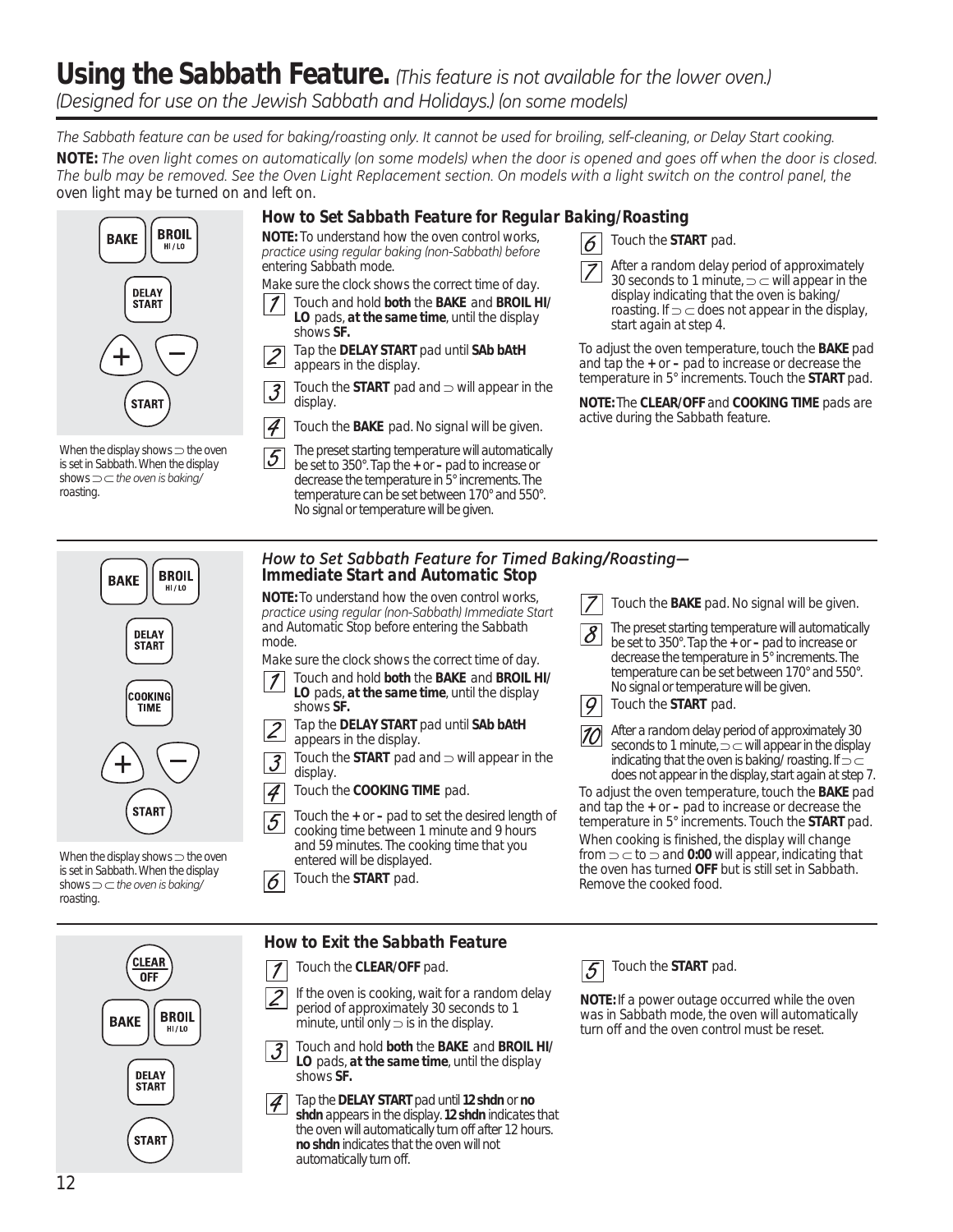# Using the Sabbath Feature. *(This feature is not available for the lower oven.)*

*(Designed for use on the Jewish Sabbath and Holidays.) (on some models)*

*The Sabbath feature can be used for baking/roasting only. It cannot be used for broiling, self-cleaning, or Delay Start cooking.*

**NOTE:** *The oven light comes on automatically (on some models) when the door is opened and goes off when the door is closed. The bulb may be removed. See the Oven Light Replacement section. On models with a light switch on the control panel, the* oven light may be turned on and left on.

BAKE | BROIL HI/LO | DELAY START | + | – | START

When the display shows ⊃ the oven is set in Sabbath. When the display shows ⊃ ⊂ *the oven is baking/* roasting.

## How to Set Sabbath Feature for Regular Baking/Roasting

**NOTE:** To understand how the oven control works, *practice using regular baking (non-Sabbath) before* entering Sabbath mode.

Make sure the clock shows the correct time of day.

1. Touch and hold **both** the **BAKE** and **BROIL HI/LO** pads, **at the same time**, until the display shows **SF.**
2. Tap the **DELAY START** pad until **SAb bAtH** appears in the display.
3. Touch the **START** pad and ⊃ will appear in the display.
4. Touch the **BAKE** pad. No signal will be given.
5. The preset starting temperature will automatically be set to 350°. Tap the **+** or **–** pad to increase or decrease the temperature in 5° increments. The temperature can be set between 170° and 550°. No signal or temperature will be given.
6. Touch the **START** pad.
7. After a random delay period of approximately 30 seconds to 1 minute, ⊃ ⊂ will appear in the display indicating that the oven is baking/roasting. If ⊃ ⊂ does not appear in the display, start again at step 4.

To adjust the oven temperature, touch the **BAKE** pad and tap the **+** or **–** pad to increase or decrease the temperature in 5° increments. Touch the **START** pad.

**NOTE:** The **CLEAR/OFF** and **COOKING TIME** pads are active during the Sabbath feature.

BAKE | BROIL HI/LO | DELAY START | COOKING TIME | + | – | START

When the display shows ⊃ the oven is set in Sabbath. When the display shows ⊃ ⊂ *the oven is baking/* roasting.

## *How to Set Sabbath Feature for Timed Baking/Roasting—Immediate Start and Automatic Stop*

**NOTE:** To understand how the oven control works, *practice using regular (non-Sabbath) Immediate Start* and Automatic Stop before entering the Sabbath mode.

Make sure the clock shows the correct time of day.

1. Touch and hold **both** the **BAKE** and **BROIL HI/LO** pads, **at the same time**, until the display shows **SF.**
2. Tap the **DELAY START** pad until **SAb bAtH** appears in the display.
3. Touch the **START** pad and ⊃ will appear in the display.
4. Touch the **COOKING TIME** pad.
5. Touch the **+** or **–** pad to set the desired length of cooking time between 1 minute and 9 hours and 59 minutes. The cooking time that you entered will be displayed.
6. Touch the **START** pad.
7. Touch the **BAKE** pad. No signal will be given.
8. The preset starting temperature will automatically be set to 350°. Tap the **+** or **–** pad to increase or decrease the temperature in 5° increments. The temperature can be set between 170° and 550°. No signal or temperature will be given.
9. Touch the **START** pad.
10. After a random delay period of approximately 30 seconds to 1 minute, ⊃ ⊂ will appear in the display indicating that the oven is baking/roasting. If ⊃ ⊂ does not appear in the display, start again at step 7.

To adjust the oven temperature, touch the **BAKE** pad and tap the **+** or **–** pad to increase or decrease the temperature in 5° increments. Touch the **START** pad.

When cooking is finished, the display will change from ⊃ ⊂ to ⊃ and **0:00** will appear, indicating that the oven has turned **OFF** but is still set in Sabbath. Remove the cooked food.

CLEAR/OFF | BAKE | BROIL HI/LO | DELAY START | START

## How to Exit the Sabbath Feature

1. Touch the **CLEAR/OFF** pad.
2. If the oven is cooking, wait for a random delay period of approximately 30 seconds to 1 minute, until only ⊃ is in the display.
3. Touch and hold **both** the **BAKE** and **BROIL HI/LO** pads, **at the same time**, until the display shows **SF.**
4. Tap the **DELAY START** pad until **12 shdn** or **no shdn** appears in the display. **12 shdn** indicates that the oven will automatically turn off after 12 hours. **no shdn** indicates that the oven will not automatically turn off.
5. Touch the **START** pad.

**NOTE:** If a power outage occurred while the oven was in Sabbath mode, the oven will automatically turn off and the oven control must be reset.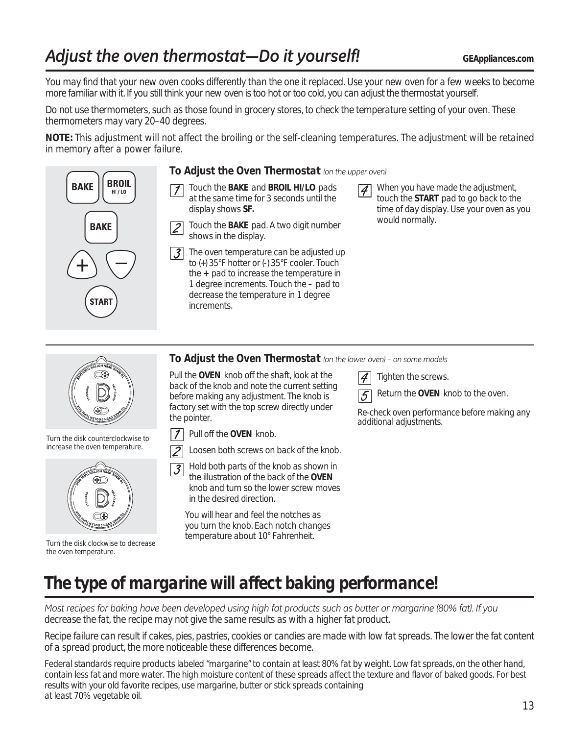# *Adjust the oven thermostat—Do it yourself!*

You may find that your new oven cooks differently than the one it replaced. Use your new oven for a few weeks to become more familiar with it. If you still think your new oven is too hot or too cold, you can adjust the thermostat yourself.

Do not use thermometers, such as those found in grocery stores, to check the temperature setting of your oven. These thermometers may vary 20–40 degrees.

**NOTE:** This adjustment will not affect the broiling or the self-cleaning temperatures. The adjustment will be retained in memory after a power failure.

### To Adjust the Oven Thermostat *(on the upper oven)*

1. Touch the **BAKE** and **BROIL HI/LO** pads at the same time for 3 seconds until the display shows **SF.**
2. Touch the **BAKE** pad. A two digit number shows in the display.
3. The oven temperature can be adjusted up to (+) 35°F hotter or (-) 35°F cooler. Touch the **+** pad to increase the temperature in 1 degree increments. Touch the **–** pad to decrease the temperature in 1 degree increments.
4. When you have made the adjustment, touch the **START** pad to go back to the time of day display. Use your oven as you would normally.

### To Adjust the Oven Thermostat *(on the lower oven) – on some models*

Turn the disk counterclockwise to increase the oven temperature.

Turn the disk clockwise to decrease the oven temperature.

Pull the **OVEN** knob off the shaft, look at the back of the knob and note the current setting before making any adjustment. The knob is factory set with the top screw directly under the pointer.

1. Pull off the **OVEN** knob.
2. Loosen both screws on back of the knob.
3. Hold both parts of the knob as shown in the illustration of the back of the **OVEN** knob and turn so the lower screw moves in the desired direction.

   You will hear and feel the notches as you turn the knob. Each notch changes temperature about 10° Fahrenheit.
4. Tighten the screws.
5. Return the **OVEN** knob to the oven.

Re-check oven performance before making any additional adjustments.

# The type of margarine will affect baking performance!

*Most recipes for baking have been developed using high fat products such as butter or margarine (80% fat). If you* decrease the fat, the recipe may not give the same results as with a higher fat product.

Recipe failure can result if cakes, pies, pastries, cookies or candies are made with low fat spreads. The lower the fat content of a spread product, the more noticeable these differences become.

Federal standards require products labeled "margarine" to contain at least 80% fat by weight. Low fat spreads, on the other hand, contain less fat and more water. The high moisture content of these spreads affect the texture and flavor of baked goods. For best results with your old favorite recipes, use margarine, butter or stick spreads containing at least 70% vegetable oil.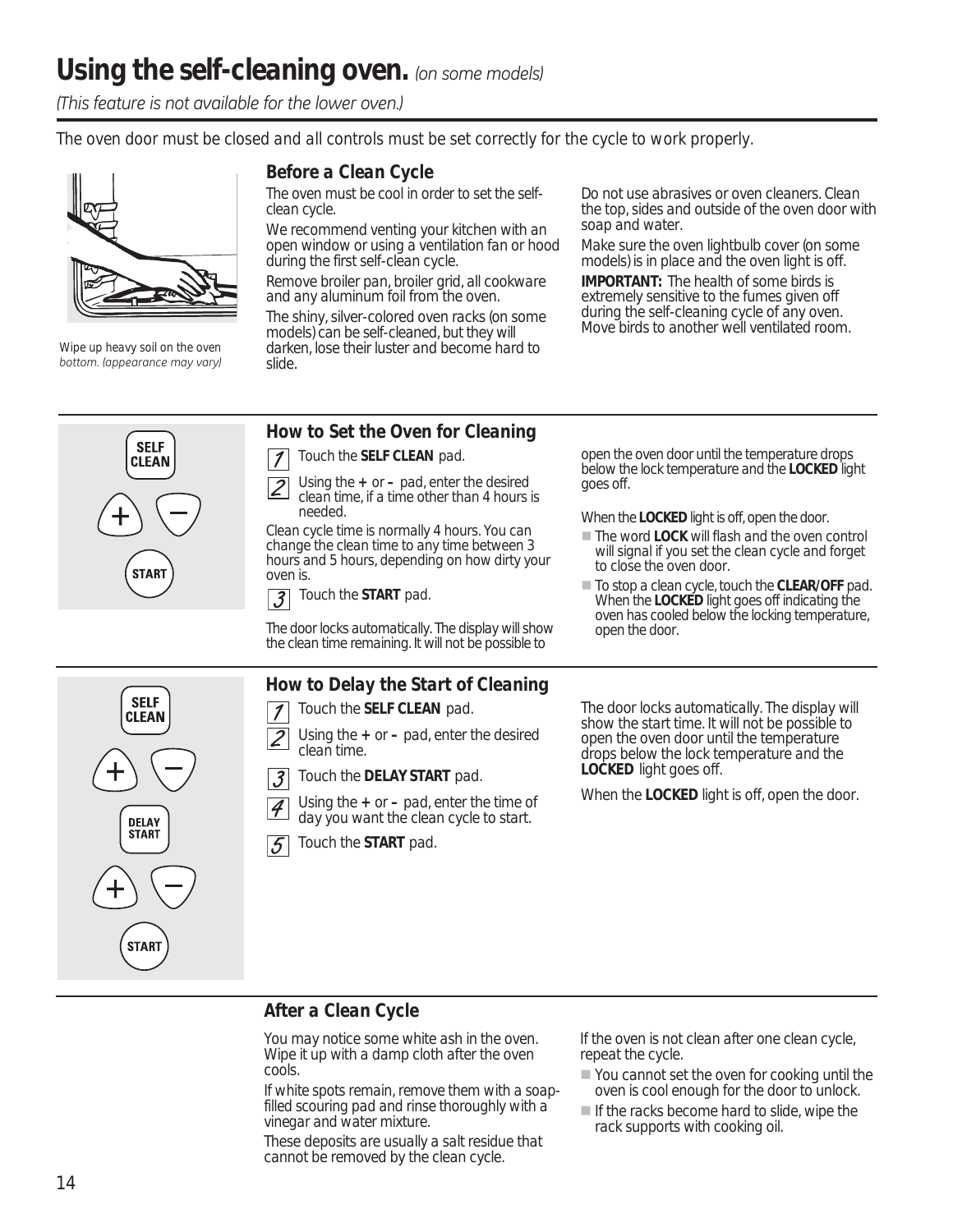# Using the self-cleaning oven. *(on some models)*

*(This feature is not available for the lower oven.)*

The oven door must be closed and all controls must be set correctly for the cycle to work properly.

Wipe up heavy soil on the oven bottom. *(appearance may vary)*

## Before a Clean Cycle

The oven must be cool in order to set the self-clean cycle.

We recommend venting your kitchen with an open window or using a ventilation fan or hood during the first self-clean cycle.

Remove broiler pan, broiler grid, all cookware and any aluminum foil from the oven.

The shiny, silver-colored oven racks (on some models) can be self-cleaned, but they will darken, lose their luster and become hard to slide.

Do not use abrasives or oven cleaners. Clean the top, sides and outside of the oven door with soap and water.

Make sure the oven lightbulb cover (on some models) is in place and the oven light is off.

**IMPORTANT:** The health of some birds is extremely sensitive to the fumes given off during the self-cleaning cycle of any oven. Move birds to another well ventilated room.

## How to Set the Oven for Cleaning

SELF CLEAN, +, –, START

1. Touch the **SELF CLEAN** pad.
2. Using the **+** or **–** pad, enter the desired clean time, if a time other than 4 hours is needed.

Clean cycle time is normally 4 hours. You can change the clean time to any time between 3 hours and 5 hours, depending on how dirty your oven is.

3. Touch the **START** pad.

The door locks automatically. The display will show the clean time remaining. It will not be possible to open the oven door until the temperature drops below the lock temperature and the **LOCKED** light goes off.

When the **LOCKED** light is off, open the door.

- The word **LOCK** will flash and the oven control will signal if you set the clean cycle and forget to close the oven door.
- To stop a clean cycle, touch the **CLEAR/OFF** pad. When the **LOCKED** light goes off indicating the oven has cooled below the locking temperature, open the door.

## How to Delay the Start of Cleaning

SELF CLEAN, +, –, DELAY START, +, –, START

1. Touch the **SELF CLEAN** pad.
2. Using the **+** or **–** pad, enter the desired clean time.
3. Touch the **DELAY START** pad.
4. Using the **+** or **–** pad, enter the time of day you want the clean cycle to start.
5. Touch the **START** pad.

The door locks automatically. The display will show the start time. It will not be possible to open the oven door until the temperature drops below the lock temperature and the **LOCKED** light goes off.

When the **LOCKED** light is off, open the door.

## After a Clean Cycle

You may notice some white ash in the oven. Wipe it up with a damp cloth after the oven cools.

If white spots remain, remove them with a soap-filled scouring pad and rinse thoroughly with a vinegar and water mixture.

These deposits are usually a salt residue that cannot be removed by the clean cycle.

If the oven is not clean after one clean cycle, repeat the cycle.

- You cannot set the oven for cooking until the oven is cool enough for the door to unlock.
- If the racks become hard to slide, wipe the rack supports with cooking oil.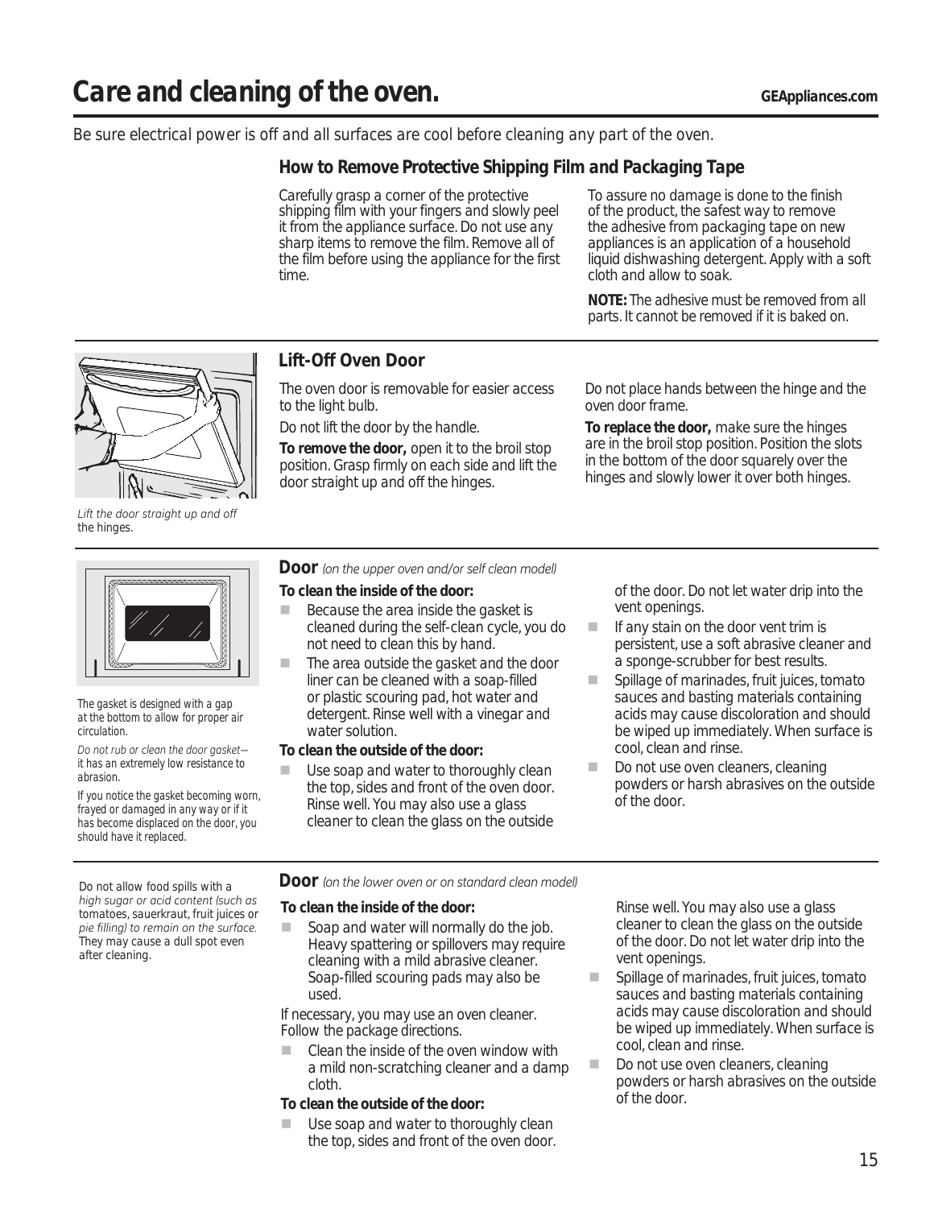# Care and cleaning of the oven.

Be sure electrical power is off and all surfaces are cool before cleaning any part of the oven.

### How to Remove Protective Shipping Film and Packaging Tape

Carefully grasp a corner of the protective shipping film with your fingers and slowly peel it from the appliance surface. Do not use any sharp items to remove the film. Remove all of the film before using the appliance for the first time.

To assure no damage is done to the finish of the product, the safest way to remove the adhesive from packaging tape on new appliances is an application of a household liquid dishwashing detergent. Apply with a soft cloth and allow to soak.

**NOTE:** The adhesive must be removed from all parts. It cannot be removed if it is baked on.

### Lift-Off Oven Door

*Lift the door straight up and off the hinges.*

The oven door is removable for easier access to the light bulb.

Do not lift the door by the handle.

**To remove the door,** open it to the broil stop position. Grasp firmly on each side and lift the door straight up and off the hinges.

Do not place hands between the hinge and the oven door frame.

**To replace the door,** make sure the hinges are in the broil stop position. Position the slots in the bottom of the door squarely over the hinges and slowly lower it over both hinges.

### Door *(on the upper oven and/or self clean model)*

The gasket is designed with a gap at the bottom to allow for proper air circulation.

*Do not rub or clean the door gasket*—it has an extremely low resistance to abrasion.

If you notice the gasket becoming worn, frayed or damaged in any way or if it has become displaced on the door, you should have it replaced.

**To clean the inside of the door:**

- Because the area inside the gasket is cleaned during the self-clean cycle, you do not need to clean this by hand.
- The area outside the gasket and the door liner can be cleaned with a soap-filled or plastic scouring pad, hot water and detergent. Rinse well with a vinegar and water solution.

**To clean the outside of the door:**

- Use soap and water to thoroughly clean the top, sides and front of the oven door. Rinse well. You may also use a glass cleaner to clean the glass on the outside of the door. Do not let water drip into the vent openings.
- If any stain on the door vent trim is persistent, use a soft abrasive cleaner and a sponge-scrubber for best results.
- Spillage of marinades, fruit juices, tomato sauces and basting materials containing acids may cause discoloration and should be wiped up immediately. When surface is cool, clean and rinse.
- Do not use oven cleaners, cleaning powders or harsh abrasives on the outside of the door.

### Door *(on the lower oven or on standard clean model)*

Do not allow food spills with a *high sugar or acid content (such as* tomatoes, sauerkraut, fruit juices or *pie filling) to remain on the surface.* They may cause a dull spot even after cleaning.

**To clean the inside of the door:**

- Soap and water will normally do the job. Heavy spattering or spillovers may require cleaning with a mild abrasive cleaner. Soap-filled scouring pads may also be used.

If necessary, you may use an oven cleaner. Follow the package directions.

- Clean the inside of the oven window with a mild non-scratching cleaner and a damp cloth.

**To clean the outside of the door:**

- Use soap and water to thoroughly clean the top, sides and front of the oven door. Rinse well. You may also use a glass cleaner to clean the glass on the outside of the door. Do not let water drip into the vent openings.
- Spillage of marinades, fruit juices, tomato sauces and basting materials containing acids may cause discoloration and should be wiped up immediately. When surface is cool, clean and rinse.
- Do not use oven cleaners, cleaning powders or harsh abrasives on the outside of the door.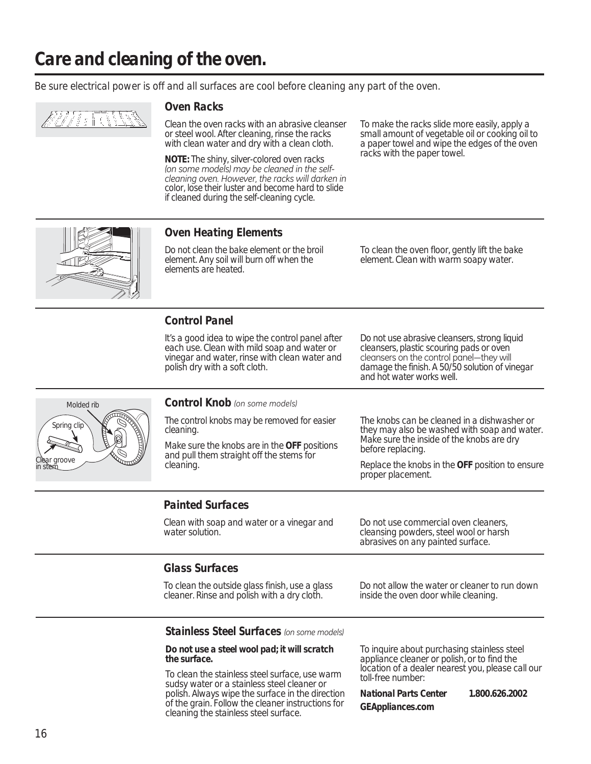# Care and cleaning of the oven.

*Be sure electrical power is off and all surfaces are cool before cleaning any part of the oven.*

## Oven Racks

Clean the oven racks with an abrasive cleanser or steel wool. After cleaning, rinse the racks with clean water and dry with a clean cloth.

**NOTE:** The shiny, silver-colored oven racks *(on some models)* may be cleaned in the self-cleaning oven. However, the racks will darken in color, lose their luster and become hard to slide if cleaned during the self-cleaning cycle.

To make the racks slide more easily, apply a small amount of vegetable oil or cooking oil to a paper towel and wipe the edges of the oven racks with the paper towel.

## Oven Heating Elements

Do not clean the bake element or the broil element. Any soil will burn off when the elements are heated.

To clean the oven floor, gently lift the bake element. Clean with warm soapy water.

## Control Panel

It's a good idea to wipe the control panel after each use. Clean with mild soap and water or vinegar and water, rinse with clean water and polish dry with a soft cloth.

Do not use abrasive cleansers, strong liquid cleansers, plastic scouring pads or oven cleansers on the control panel—they will damage the finish. A 50/50 solution of vinegar and hot water works well.

## Control Knob *(on some models)*

Molded rib

Spring clip

Clear groove in stem

The control knobs may be removed for easier cleaning.

Make sure the knobs are in the **OFF** positions and pull them straight off the stems for cleaning.

The knobs can be cleaned in a dishwasher or they may also be washed with soap and water. Make sure the inside of the knobs are dry before replacing.

Replace the knobs in the **OFF** position to ensure proper placement.

## Painted Surfaces

Clean with soap and water or a vinegar and water solution.

Do not use commercial oven cleaners, cleansing powders, steel wool or harsh abrasives on any painted surface.

## Glass Surfaces

To clean the outside glass finish, use a glass cleaner. Rinse and polish with a dry cloth.

Do not allow the water or cleaner to run down inside the oven door while cleaning.

## Stainless Steel Surfaces *(on some models)*

**Do not use a steel wool pad; it will scratch the surface.**

To clean the stainless steel surface, use warm sudsy water or a stainless steel cleaner or polish. Always wipe the surface in the direction of the grain. Follow the cleaner instructions for cleaning the stainless steel surface.

To inquire about purchasing stainless steel appliance cleaner or polish, or to find the location of a dealer nearest you, please call our toll-free number:

**National Parts Center 1.800.626.2002**

**GEAppliances.com**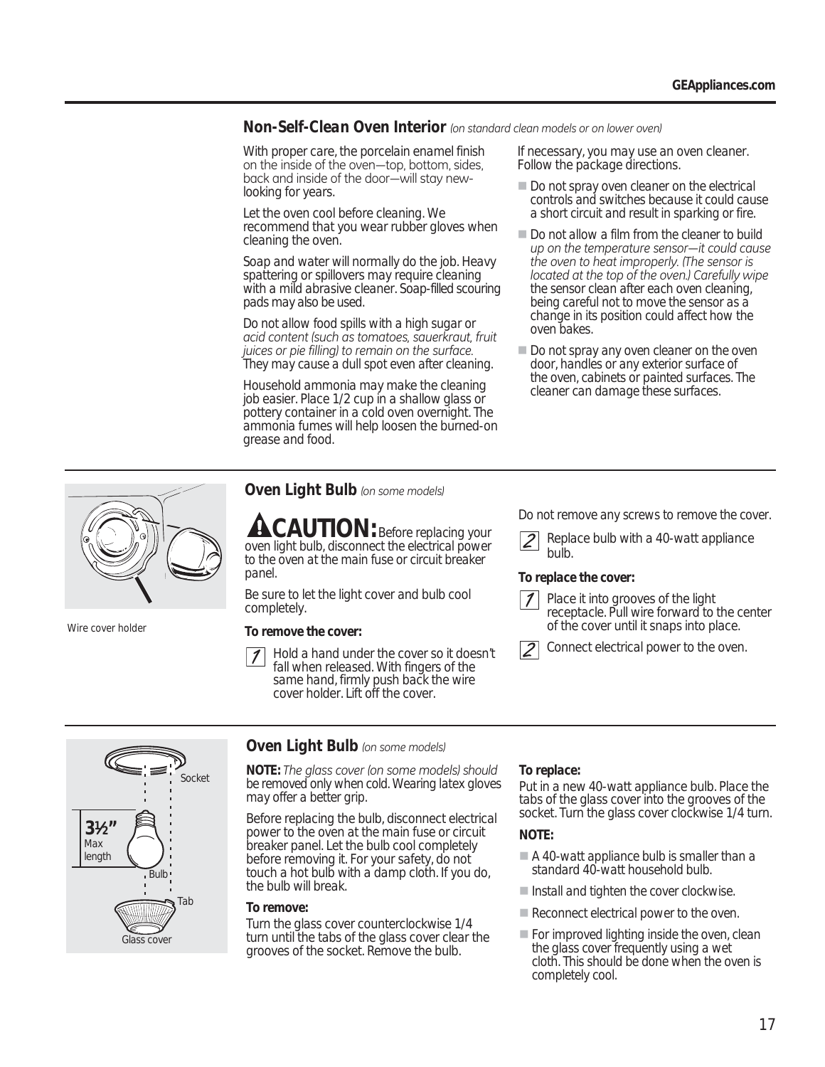## Non-Self-Clean Oven Interior *(on standard clean models or on lower oven)*

With proper care, the porcelain enamel finish on the inside of the oven—top, bottom, sides, back and inside of the door—will stay new-looking for years.

Let the oven cool before cleaning. We recommend that you wear rubber gloves when cleaning the oven.

Soap and water will normally do the job. Heavy spattering or spillovers may require cleaning with a mild abrasive cleaner. Soap-filled scouring pads may also be used.

Do not allow food spills with a high sugar or acid content (such as tomatoes, sauerkraut, fruit juices or pie filling) to remain on the surface. They may cause a dull spot even after cleaning.

Household ammonia may make the cleaning job easier. Place 1/2 cup in a shallow glass or pottery container in a cold oven overnight. The ammonia fumes will help loosen the burned-on grease and food.

If necessary, you may use an oven cleaner. Follow the package directions.

- Do not spray oven cleaner on the electrical controls and switches because it could cause a short circuit and result in sparking or fire.
- Do not allow a film from the cleaner to build up on the temperature sensor—it could cause the oven to heat improperly. (The sensor is located at the top of the oven.) Carefully wipe the sensor clean after each oven cleaning, being careful not to move the sensor as a change in its position could affect how the oven bakes.
- Do not spray any oven cleaner on the oven door, handles or any exterior surface of the oven, cabinets or painted surfaces. The cleaner can damage these surfaces.

## Oven Light Bulb *(on some models)*

Wire cover holder

**CAUTION:** Before replacing your oven light bulb, disconnect the electrical power to the oven at the main fuse or circuit breaker panel.

Be sure to let the light cover and bulb cool completely.

**To remove the cover:**

1. Hold a hand under the cover so it doesn't fall when released. With fingers of the same hand, firmly push back the wire cover holder. Lift off the cover.

Do not remove any screws to remove the cover.

2. Replace bulb with a 40-watt appliance bulb.

**To replace the cover:**

1. Place it into grooves of the light receptacle. Pull wire forward to the center of the cover until it snaps into place.
2. Connect electrical power to the oven.

## Oven Light Bulb *(on some models)*

Socket

3½" Max length

Bulb

Tab

Glass cover

**NOTE:** *The glass cover (on some models) should* be removed only when cold. Wearing latex gloves may offer a better grip.

Before replacing the bulb, disconnect electrical power to the oven at the main fuse or circuit breaker panel. Let the bulb cool completely before removing it. For your safety, do not touch a hot bulb with a damp cloth. If you do, the bulb will break.

**To remove:**

Turn the glass cover counterclockwise 1/4 turn until the tabs of the glass cover clear the grooves of the socket. Remove the bulb.

**To replace:**

Put in a new 40-watt appliance bulb. Place the tabs of the glass cover into the grooves of the socket. Turn the glass cover clockwise 1/4 turn.

**NOTE:**

- A 40-watt appliance bulb is smaller than a standard 40-watt household bulb.
- Install and tighten the cover clockwise.
- Reconnect electrical power to the oven.
- For improved lighting inside the oven, clean the glass cover frequently using a wet cloth. This should be done when the oven is completely cool.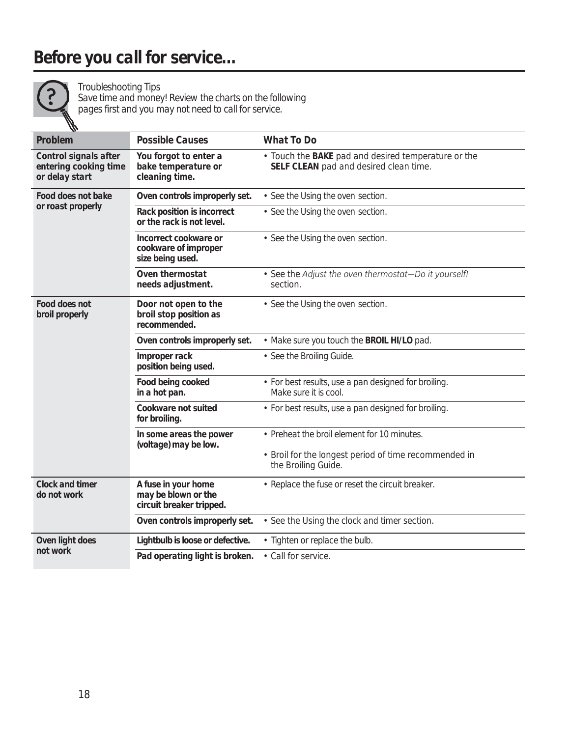# Before you call for service…

Troubleshooting Tips
Save time and money! Review the charts on the following pages first and you may not need to call for service.

| Problem | Possible Causes | What To Do |
| --- | --- | --- |
| **Control signals after entering cooking time or delay start** | **You forgot to enter a bake temperature or cleaning time.** | • Touch the **BAKE** pad and desired temperature or the **SELF CLEAN** pad and desired clean time. |
| **Food does not bake or roast properly** | **Oven controls improperly set.** | • See the Using the oven section. |
| | **Rack position is incorrect or the rack is not level.** | • See the Using the oven section. |
| | **Incorrect cookware or cookware of improper size being used.** | • See the Using the oven section. |
| | **Oven thermostat needs adjustment.** | • See the *Adjust the oven thermostat—Do it yourself!* section. |
| **Food does not broil properly** | **Door not open to the broil stop position as recommended.** | • See the Using the oven section. |
| | **Oven controls improperly set.** | • Make sure you touch the **BROIL HI/LO** pad. |
| | **Improper rack position being used.** | • See the Broiling Guide. |
| | **Food being cooked in a hot pan.** | • For best results, use a pan designed for broiling. Make sure it is cool. |
| | **Cookware not suited for broiling.** | • For best results, use a pan designed for broiling. |
| | **In some areas the power (voltage) may be low.** | • Preheat the broil element for 10 minutes.<br>• Broil for the longest period of time recommended in the Broiling Guide. |
| **Clock and timer do not work** | **A fuse in your home may be blown or the circuit breaker tripped.** | • Replace the fuse or reset the circuit breaker. |
| | **Oven controls improperly set.** | • See the Using the clock and timer section. |
| **Oven light does not work** | **Lightbulb is loose or defective.** | • Tighten or replace the bulb. |
| | **Pad operating light is broken.** | • Call for service. |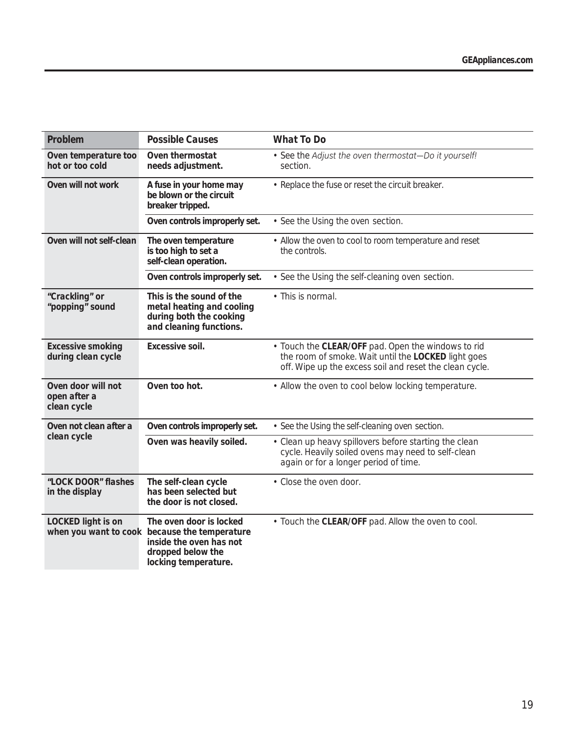| Problem | Possible Causes | What To Do |
| --- | --- | --- |
| **Oven temperature too hot or too cold** | **Oven thermostat needs adjustment.** | • See the *Adjust the oven thermostat—Do it yourself!* section. |
| **Oven will not work** | **A fuse in your home may be blown or the circuit breaker tripped.** | • Replace the fuse or reset the circuit breaker. |
| | **Oven controls improperly set.** | • See the Using the oven section. |
| **Oven will not self-clean** | **The oven temperature is too high to set a self-clean operation.** | • Allow the oven to cool to room temperature and reset the controls. |
| | **Oven controls improperly set.** | • See the Using the self-cleaning oven section. |
| **"Crackling" or "popping" sound** | **This is the sound of the metal heating and cooling during both the cooking and cleaning functions.** | • This is normal. |
| **Excessive smoking during clean cycle** | **Excessive soil.** | • Touch the **CLEAR/OFF** pad. Open the windows to rid the room of smoke. Wait until the **LOCKED** light goes off. Wipe up the excess soil and reset the clean cycle. |
| **Oven door will not open after a clean cycle** | **Oven too hot.** | • Allow the oven to cool below locking temperature. |
| **Oven not clean after a clean cycle** | **Oven controls improperly set.** | • See the Using the self-cleaning oven section. |
| | **Oven was heavily soiled.** | • Clean up heavy spillovers before starting the clean cycle. Heavily soiled ovens may need to self-clean again or for a longer period of time. |
| **"LOCK DOOR" flashes in the display** | **The self-clean cycle has been selected but the door is not closed.** | • Close the oven door. |
| **LOCKED light is on when you want to cook** | **The oven door is locked because the temperature inside the oven has not dropped below the locking temperature.** | • Touch the **CLEAR/OFF** pad. Allow the oven to cool. |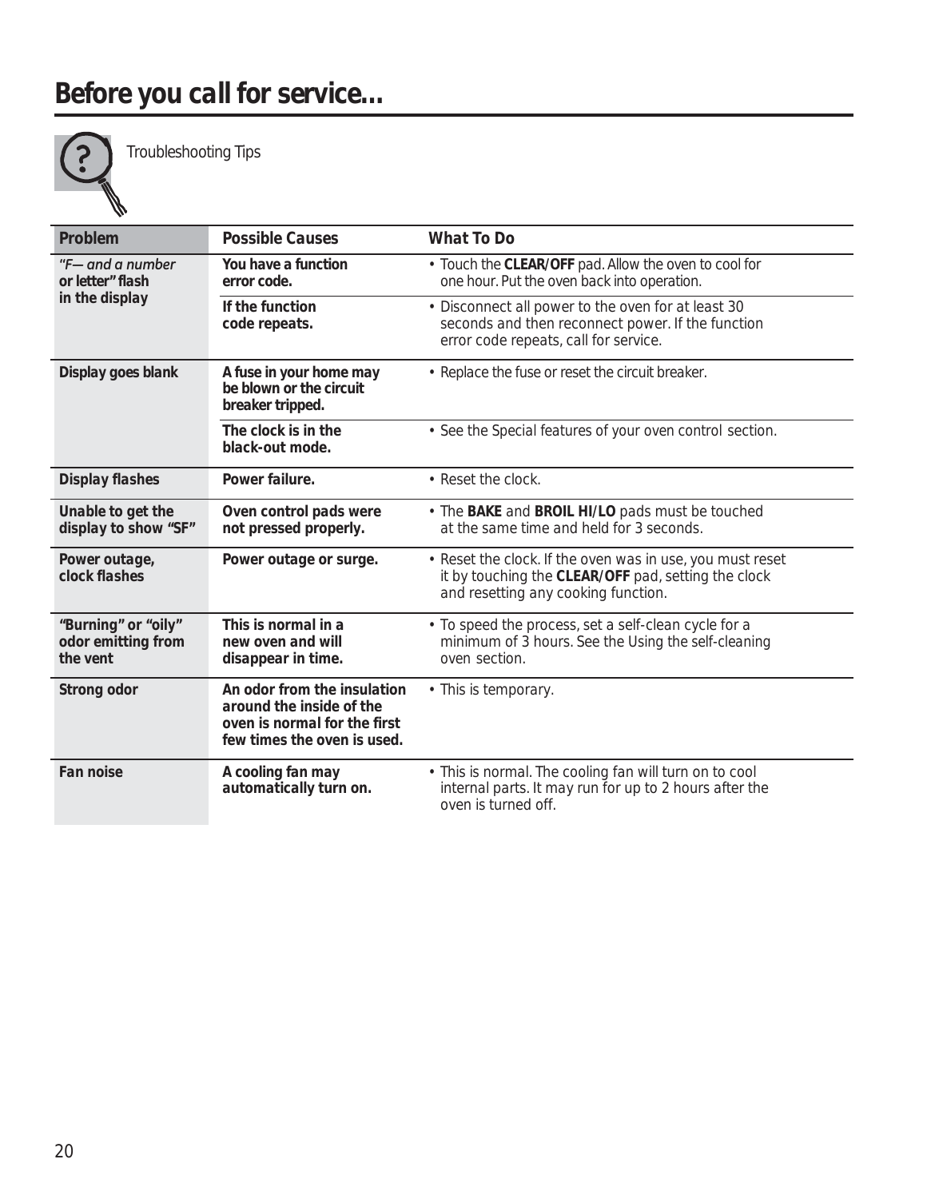# Before you call for service…

Troubleshooting Tips

| Problem | Possible Causes | What To Do |
|---|---|---|
| *"F— and a number* **or letter" flash in the display** | **You have a function error code.** | • Touch the **CLEAR/OFF** pad. Allow the oven to cool for one hour. Put the oven back into operation. |
| | **If the function code repeats.** | • Disconnect all power to the oven for at least 30 seconds and then reconnect power. If the function error code repeats, call for service. |
| **Display goes blank** | **A fuse in your home may be blown or the circuit breaker tripped.** | • Replace the fuse or reset the circuit breaker. |
| | **The clock is in the black-out mode.** | • See the Special features of your oven control section. |
| **Display flashes** | **Power failure.** | • Reset the clock. |
| **Unable to get the display to show "SF"** | **Oven control pads were not pressed properly.** | • The **BAKE** and **BROIL HI/LO** pads must be touched at the same time and held for 3 seconds. |
| **Power outage, clock flashes** | **Power outage or surge.** | • Reset the clock. If the oven was in use, you must reset it by touching the **CLEAR/OFF** pad, setting the clock and resetting any cooking function. |
| **"Burning" or "oily" odor emitting from the vent** | **This is normal in a new oven and will disappear in time.** | • To speed the process, set a self-clean cycle for a minimum of 3 hours. See the Using the self-cleaning oven section. |
| **Strong odor** | **An odor from the insulation around the inside of the oven is normal for the first few times the oven is used.** | • This is temporary. |
| **Fan noise** | **A cooling fan may automatically turn on.** | • This is normal. The cooling fan will turn on to cool internal parts. It may run for up to 2 hours after the oven is turned off. |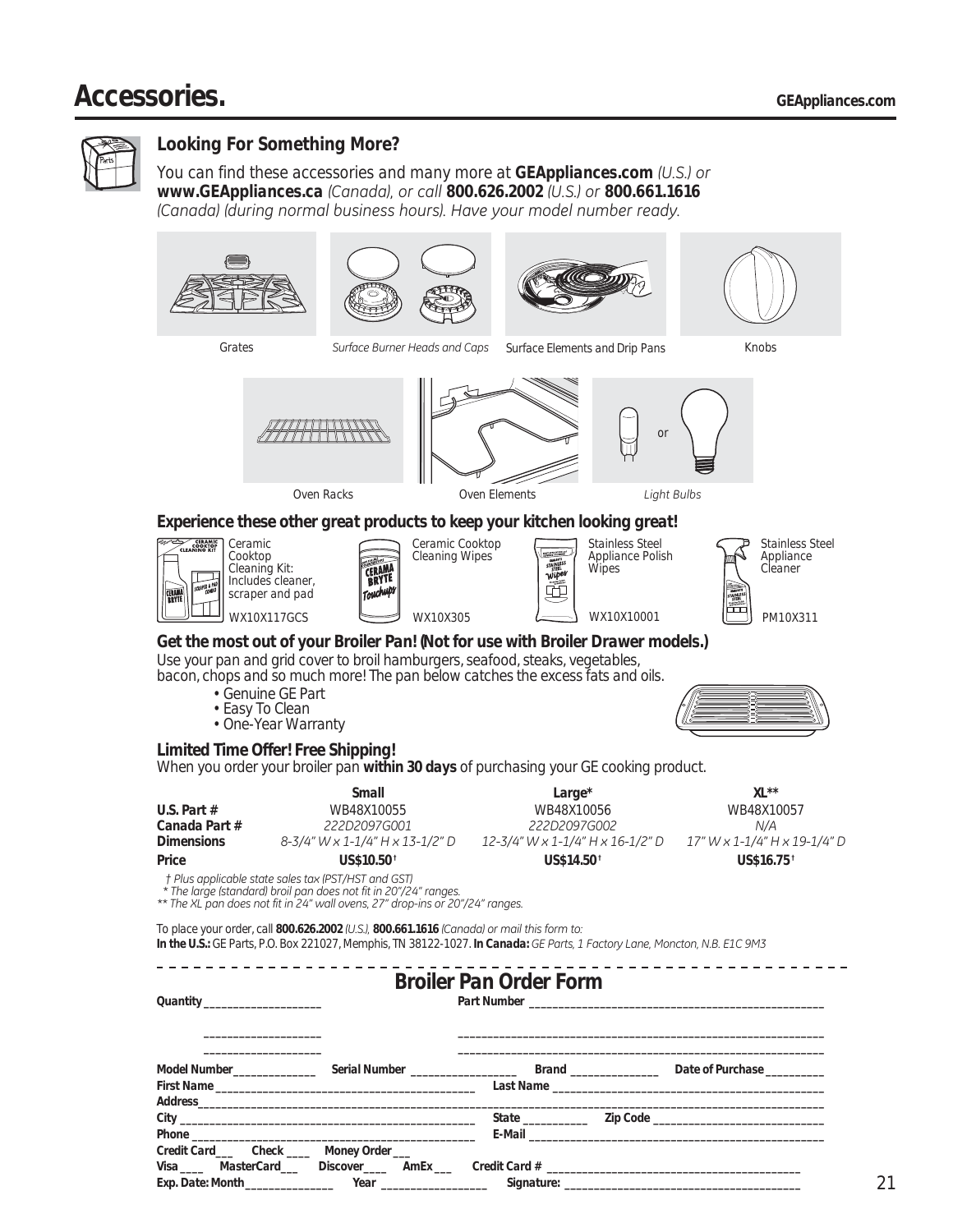# Accessories.

### Looking For Something More?

You can find these accessories and many more at **GEAppliances.com** *(U.S.) or* **www.GEAppliances.ca** *(Canada), or call* **800.626.2002** *(U.S.) or* **800.661.1616** *(Canada) (during normal business hours). Have your model number ready.*

Grates

*Surface Burner Heads and Caps*

Surface Elements and Drip Pans

Knobs

Oven Racks

Oven Elements

*Light Bulbs*

### Experience these other great products to keep your kitchen looking great!

Ceramic Cooktop Cleaning Kit: Includes cleaner, scraper and pad
WX10X117GCS

Ceramic Cooktop Cleaning Wipes
WX10X305

Stainless Steel Appliance Polish Wipes
WX10X10001

Stainless Steel Appliance Cleaner
PM10X311

### Get the most out of your Broiler Pan! (Not for use with Broiler Drawer models.)

Use your pan and grid cover to broil hamburgers, seafood, steaks, vegetables, bacon, chops and so much more! The pan below catches the excess fats and oils.

- Genuine GE Part
- Easy To Clean
- One-Year Warranty

### Limited Time Offer! Free Shipping!

When you order your broiler pan **within 30 days** of purchasing your GE cooking product.

| | Small | Large* | XL** |
|---|---|---|---|
| **U.S. Part #** | WB48X10055 | WB48X10056 | WB48X10057 |
| **Canada Part #** | *222D2097G001* | *222D2097G002* | *N/A* |
| **Dimensions** | *8-3/4" W x 1-1/4" H x 13-1/2" D* | *12-3/4" W x 1-1/4" H x 16-1/2" D* | *17" W x 1-1/4" H x 19-1/4" D* |
| **Price** | **US$10.50†** | **US$14.50†** | **US$16.75†** |

*† Plus applicable state sales tax (PST/HST and GST)*
*\* The large (standard) broil pan does not fit in 20"/24" ranges.*
*\*\* The XL pan does not fit in 24" wall ovens, 27" drop-ins or 20"/24" ranges.*

To place your order, call **800.626.2002** *(U.S.),* **800.661.1616** *(Canada) or mail this form to:*
**In the U.S.:** GE Parts, P.O. Box 221027, Memphis, TN 38122-1027. **In Canada:** *GE Parts, 1 Factory Lane, Moncton, N.B. E1C 9M3*

## Broiler Pan Order Form

**Quantity** ____________________ **Part Number** ____________________________________________________

____________________ ____________________________________________________

____________________ ____________________________________________________

**Model Number** ______________ **Serial Number** __________________ **Brand** ______________ **Date of Purchase** __________

**First Name** ____________________________________________ **Last Name** ____________________________________________

**Address** ______________________________________________________________________________________________

**City** ______________________________________________ **State** __________ **Zip Code** ____________________________

**Phone** _____________________________________________ **E-Mail** _________________________________________________

**Credit Card** ___ **Check** ____ **Money Order** ___

**Visa** ____ **MasterCard** ___ **Discover** ____ **AmEx** ___ **Credit Card #** ____________________________________________

**Exp. Date: Month** ______________ **Year** _________________ **Signature:** ________________________________________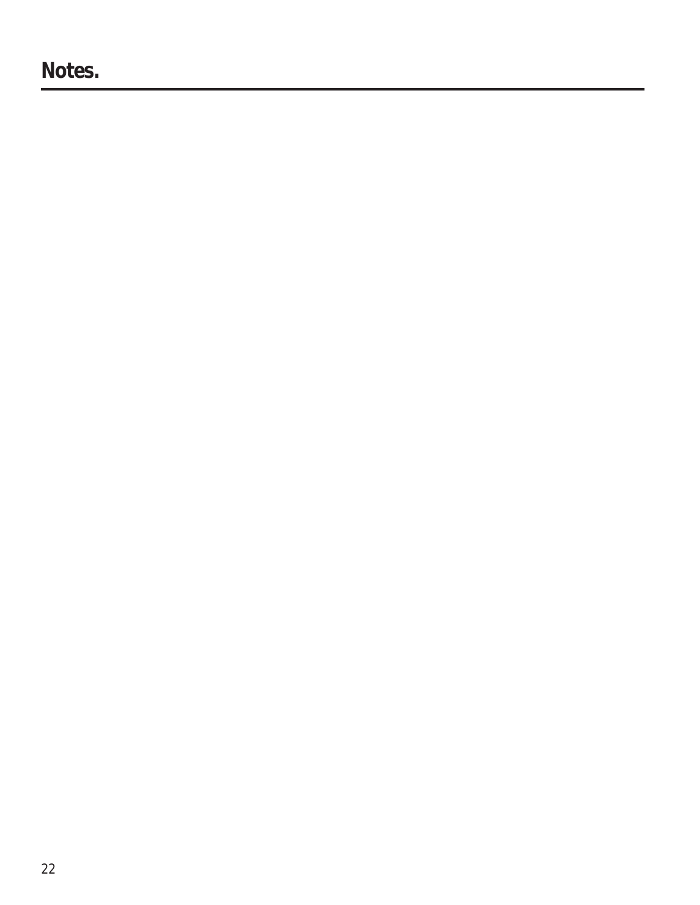# Notes.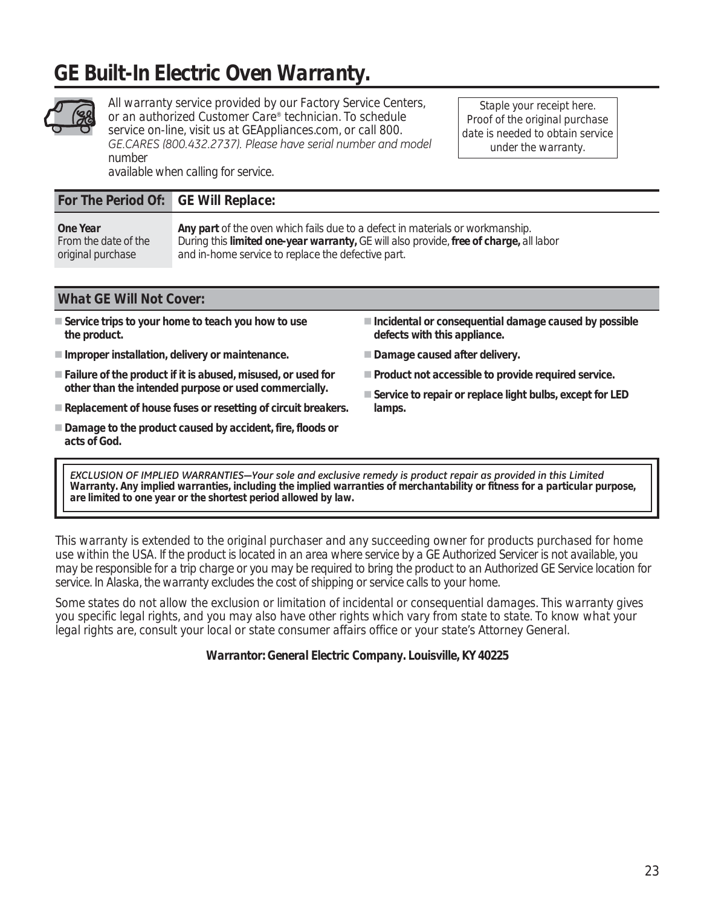# GE Built-In Electric Oven Warranty.

All warranty service provided by our Factory Service Centers, or an authorized Customer Care® technician. To schedule service on-line, visit us at GEAppliances.com, or call 800. GE.CARES (800.432.2737). Please have serial number and model number available when calling for service.

Staple your receipt here. Proof of the original purchase date is needed to obtain service under the warranty.

| For The Period Of: | GE Will Replace: |
|---|---|
| **One Year** From the date of the original purchase | **Any part** of the oven which fails due to a defect in materials or workmanship. During this **limited one-year warranty,** GE will also provide, **free of charge,** all labor and in-home service to replace the defective part. |

## What GE Will Not Cover:

- **Service trips to your home to teach you how to use the product.**
- **Improper installation, delivery or maintenance.**
- **Failure of the product if it is abused, misused, or used for other than the intended purpose or used commercially.**
- **Replacement of house fuses or resetting of circuit breakers.**
- **Damage to the product caused by accident, fire, floods or acts of God.**
- **Incidental or consequential damage caused by possible defects with this appliance.**
- **Damage caused after delivery.**
- **Product not accessible to provide required service.**
- **Service to repair or replace light bulbs, except for LED lamps.**

*EXCLUSION OF IMPLIED WARRANTIES—Your sole and exclusive remedy is product repair as provided in this Limited* **Warranty. Any implied warranties, including the implied warranties of merchantability or fitness for a particular purpose, are limited to one year or the shortest period allowed by law.**

This warranty is extended to the original purchaser and any succeeding owner for products purchased for home use within the USA. If the product is located in an area where service by a GE Authorized Servicer is not available, you may be responsible for a trip charge or you may be required to bring the product to an Authorized GE Service location for service. In Alaska, the warranty excludes the cost of shipping or service calls to your home.

Some states do not allow the exclusion or limitation of incidental or consequential damages. This warranty gives you specific legal rights, and you may also have other rights which vary from state to state. To know what your legal rights are, consult your local or state consumer affairs office or your state's Attorney General.

**Warrantor: General Electric Company. Louisville, KY 40225**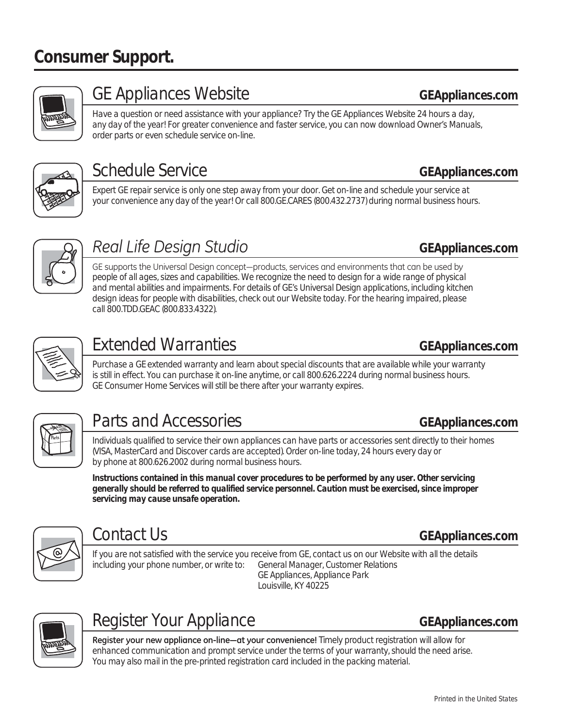# Consumer Support.

## GE Appliances Website

**GEAppliances.com**

Have a question or need assistance with your appliance? Try the GE Appliances Website 24 hours a day, any day of the year! For greater convenience and faster service, you can now download Owner's Manuals, order parts or even schedule service on-line.

## Schedule Service

**GEAppliances.com**

Expert GE repair service is only one step away from your door. Get on-line and schedule your service at your convenience any day of the year! Or call 800.GE.CARES (800.432.2737) during normal business hours.

## *Real Life Design Studio*

**GEAppliances.com**

GE supports the Universal Design concept—products, services and environments that can be used by people of all ages, sizes and capabilities. We recognize the need to design for a wide range of physical and mental abilities and impairments. For details of GE's Universal Design applications, including kitchen design ideas for people with disabilities, check out our Website today. For the hearing impaired, please call 800.TDD.GEAC (800.833.4322).

## Extended Warranties

**GEAppliances.com**

Purchase a GE extended warranty and learn about special discounts that are available while your warranty is still in effect. You can purchase it on-line anytime, or call 800.626.2224 during normal business hours. GE Consumer Home Services will still be there after your warranty expires.

## Parts and Accessories

**GEAppliances.com**

Individuals qualified to service their own appliances can have parts or accessories sent directly to their homes (VISA, MasterCard and Discover cards are accepted). Order on-line today, 24 hours every day or by phone at 800.626.2002 during normal business hours.

***Instructions contained in this manual cover procedures to be performed by any user. Other servicing generally should be referred to qualified service personnel. Caution must be exercised, since improper servicing may cause unsafe operation.***

## Contact Us

**GEAppliances.com**

If you are not satisfied with the service you receive from GE, contact us on our Website with all the details including your phone number, or write to:

General Manager, Customer Relations
GE Appliances, Appliance Park
Louisville, KY 40225

## Register Your Appliance

**GEAppliances.com**

**Register your new appliance on-line—at your convenience!** Timely product registration will allow for enhanced communication and prompt service under the terms of your warranty, should the need arise. You may also mail in the pre-printed registration card included in the packing material.

Printed in the United States